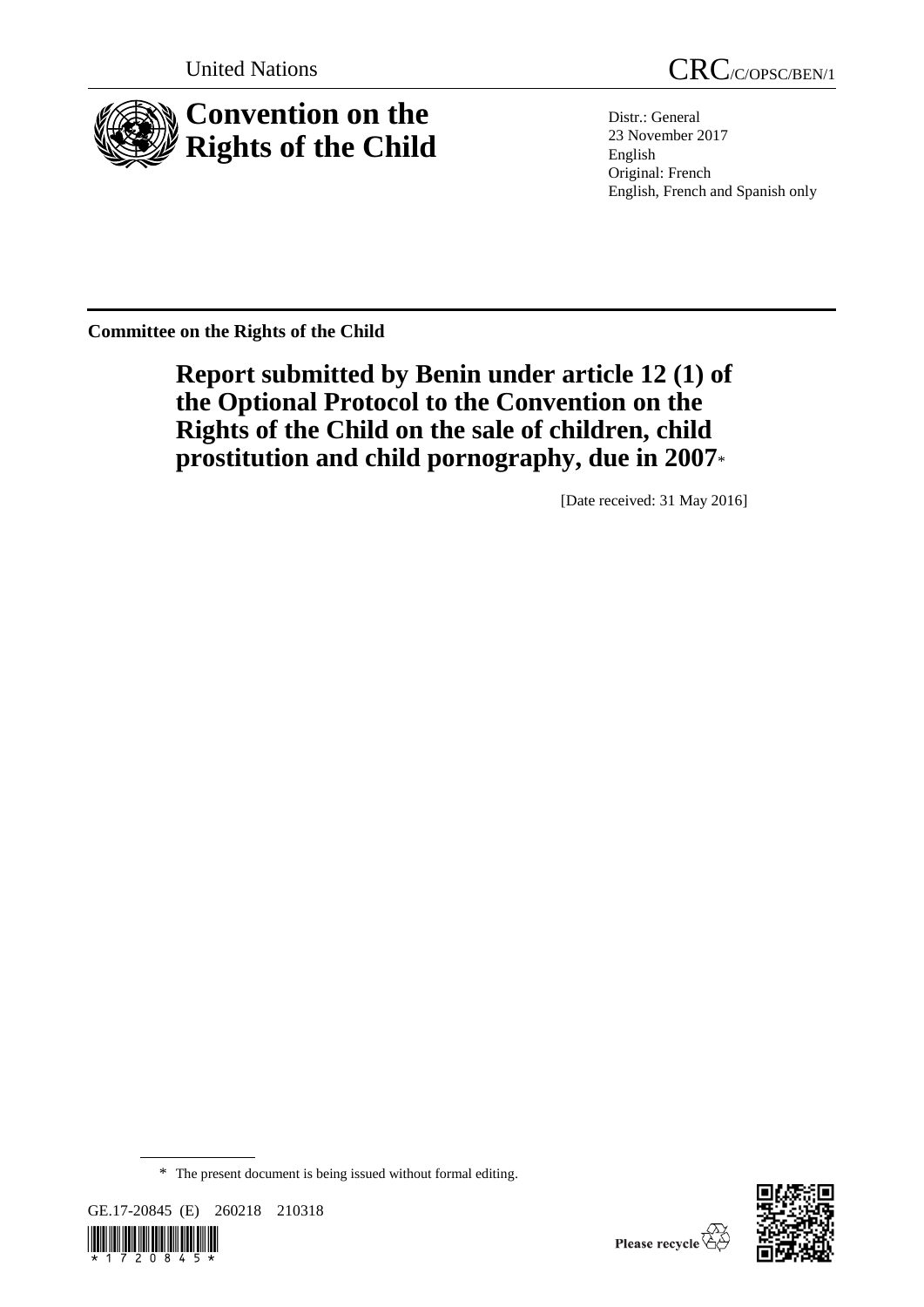United Nations

CRC/C/OPSC/BEN/1

# Convention on the Rights of the Child

Distr.: General
23 November 2017
English
Original: French
English, French and Spanish only

**Committee on the Rights of the Child**

## Report submitted by Benin under article 12 (1) of the Optional Protocol to the Convention on the Rights of the Child on the sale of children, child prostitution and child pornography, due in 2007*

[Date received: 31 May 2016]

* The present document is being issued without formal editing.

GE.17-20845 (E) 260218 210318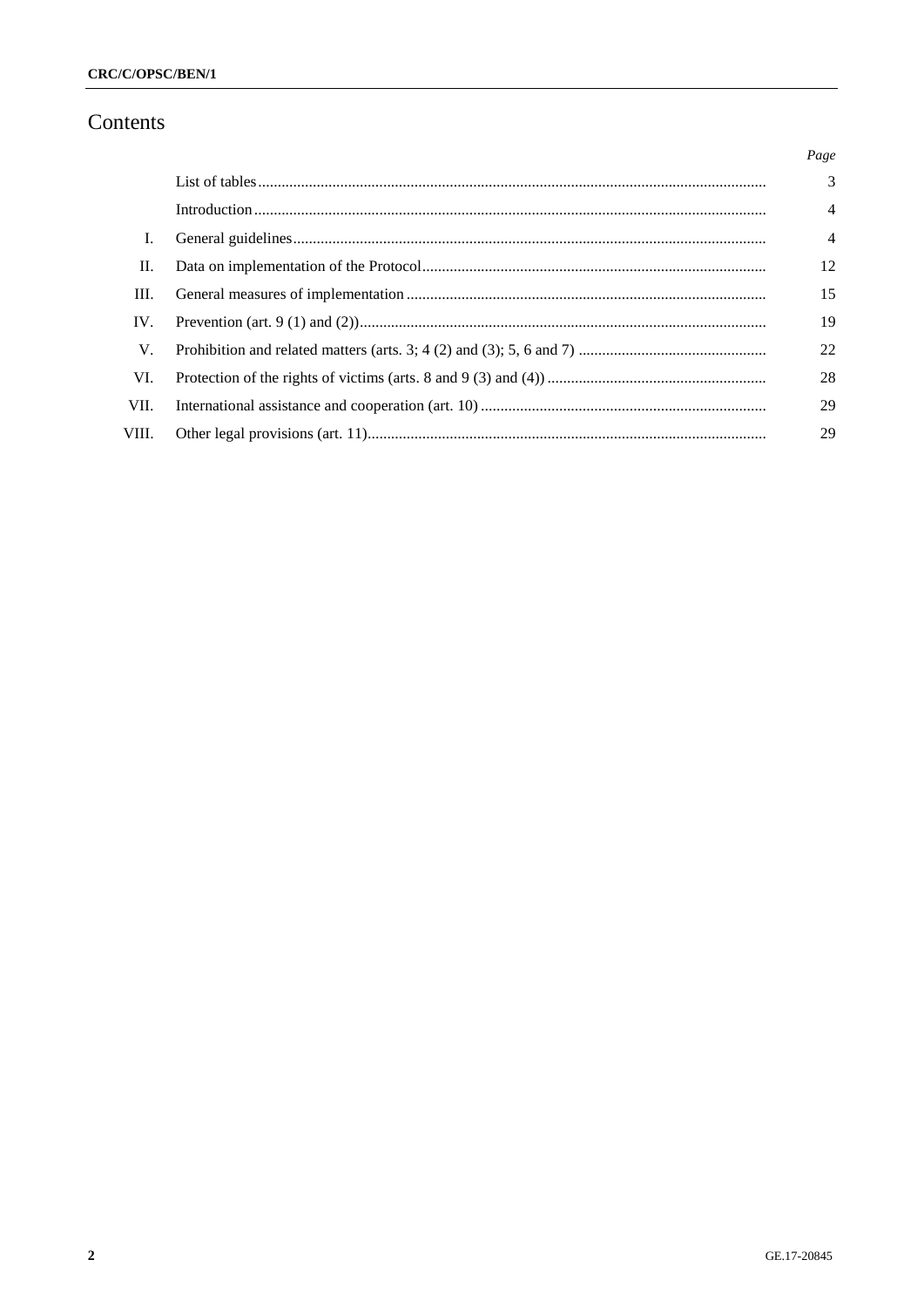# Contents

| | | Page |
|---|---|---|
| | List of tables | 3 |
| | Introduction | 4 |
| I. | General guidelines | 4 |
| II. | Data on implementation of the Protocol | 12 |
| III. | General measures of implementation | 15 |
| IV. | Prevention (art. 9 (1) and (2)) | 19 |
| V. | Prohibition and related matters (arts. 3; 4 (2) and (3); 5, 6 and 7) | 22 |
| VI. | Protection of the rights of victims (arts. 8 and 9 (3) and (4)) | 28 |
| VII. | International assistance and cooperation (art. 10) | 29 |
| VIII. | Other legal provisions (art. 11) | 29 |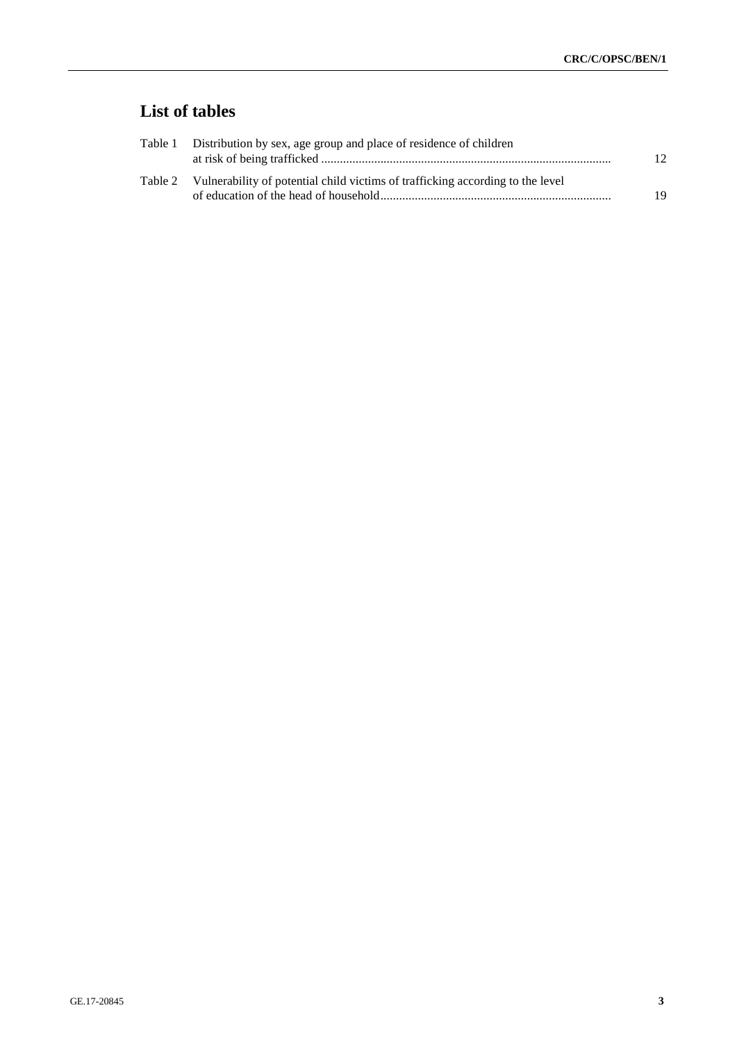## List of tables

| | | |
|---|---|---|
| Table 1 | Distribution by sex, age group and place of residence of children at risk of being trafficked | 12 |
| Table 2 | Vulnerability of potential child victims of trafficking according to the level of education of the head of household | 19 |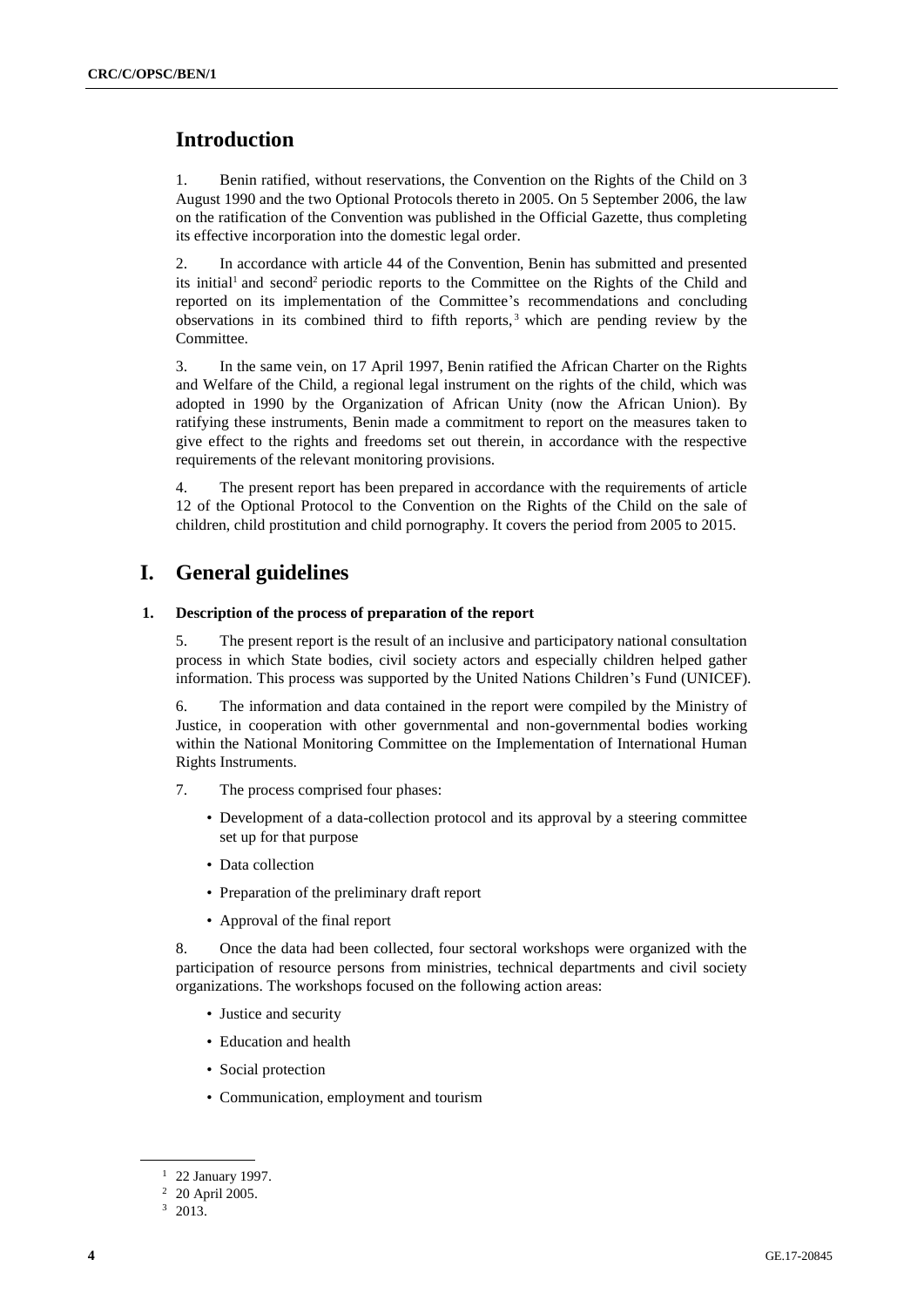# Introduction

1. Benin ratified, without reservations, the Convention on the Rights of the Child on 3 August 1990 and the two Optional Protocols thereto in 2005. On 5 September 2006, the law on the ratification of the Convention was published in the Official Gazette, thus completing its effective incorporation into the domestic legal order.

2. In accordance with article 44 of the Convention, Benin has submitted and presented its initial[1] and second[2] periodic reports to the Committee on the Rights of the Child and reported on its implementation of the Committee's recommendations and concluding observations in its combined third to fifth reports,[3] which are pending review by the Committee.

3. In the same vein, on 17 April 1997, Benin ratified the African Charter on the Rights and Welfare of the Child, a regional legal instrument on the rights of the child, which was adopted in 1990 by the Organization of African Unity (now the African Union). By ratifying these instruments, Benin made a commitment to report on the measures taken to give effect to the rights and freedoms set out therein, in accordance with the respective requirements of the relevant monitoring provisions.

4. The present report has been prepared in accordance with the requirements of article 12 of the Optional Protocol to the Convention on the Rights of the Child on the sale of children, child prostitution and child pornography. It covers the period from 2005 to 2015.

# I. General guidelines

### 1. Description of the process of preparation of the report

5. The present report is the result of an inclusive and participatory national consultation process in which State bodies, civil society actors and especially children helped gather information. This process was supported by the United Nations Children's Fund (UNICEF).

6. The information and data contained in the report were compiled by the Ministry of Justice, in cooperation with other governmental and non-governmental bodies working within the National Monitoring Committee on the Implementation of International Human Rights Instruments.

7. The process comprised four phases:

- Development of a data-collection protocol and its approval by a steering committee set up for that purpose
- Data collection
- Preparation of the preliminary draft report
- Approval of the final report

8. Once the data had been collected, four sectoral workshops were organized with the participation of resource persons from ministries, technical departments and civil society organizations. The workshops focused on the following action areas:

- Justice and security
- Education and health
- Social protection
- Communication, employment and tourism

---

[1] 22 January 1997.

[2] 20 April 2005.

[3] 2013.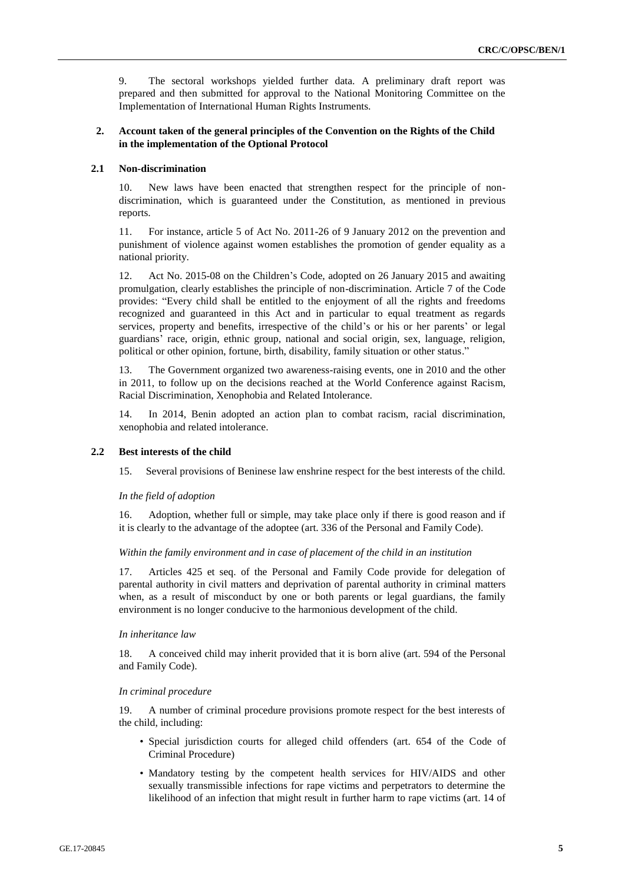9. The sectoral workshops yielded further data. A preliminary draft report was prepared and then submitted for approval to the National Monitoring Committee on the Implementation of International Human Rights Instruments.

## 2. Account taken of the general principles of the Convention on the Rights of the Child in the implementation of the Optional Protocol

### 2.1 Non-discrimination

10. New laws have been enacted that strengthen respect for the principle of non-discrimination, which is guaranteed under the Constitution, as mentioned in previous reports.

11. For instance, article 5 of Act No. 2011-26 of 9 January 2012 on the prevention and punishment of violence against women establishes the promotion of gender equality as a national priority.

12. Act No. 2015-08 on the Children's Code, adopted on 26 January 2015 and awaiting promulgation, clearly establishes the principle of non-discrimination. Article 7 of the Code provides: "Every child shall be entitled to the enjoyment of all the rights and freedoms recognized and guaranteed in this Act and in particular to equal treatment as regards services, property and benefits, irrespective of the child's or his or her parents' or legal guardians' race, origin, ethnic group, national and social origin, sex, language, religion, political or other opinion, fortune, birth, disability, family situation or other status."

13. The Government organized two awareness-raising events, one in 2010 and the other in 2011, to follow up on the decisions reached at the World Conference against Racism, Racial Discrimination, Xenophobia and Related Intolerance.

14. In 2014, Benin adopted an action plan to combat racism, racial discrimination, xenophobia and related intolerance.

### 2.2 Best interests of the child

15. Several provisions of Beninese law enshrine respect for the best interests of the child.

*In the field of adoption*

16. Adoption, whether full or simple, may take place only if there is good reason and if it is clearly to the advantage of the adoptee (art. 336 of the Personal and Family Code).

*Within the family environment and in case of placement of the child in an institution*

17. Articles 425 et seq. of the Personal and Family Code provide for delegation of parental authority in civil matters and deprivation of parental authority in criminal matters when, as a result of misconduct by one or both parents or legal guardians, the family environment is no longer conducive to the harmonious development of the child.

*In inheritance law*

18. A conceived child may inherit provided that it is born alive (art. 594 of the Personal and Family Code).

*In criminal procedure*

19. A number of criminal procedure provisions promote respect for the best interests of the child, including:

- Special jurisdiction courts for alleged child offenders (art. 654 of the Code of Criminal Procedure)
- Mandatory testing by the competent health services for HIV/AIDS and other sexually transmissible infections for rape victims and perpetrators to determine the likelihood of an infection that might result in further harm to rape victims (art. 14 of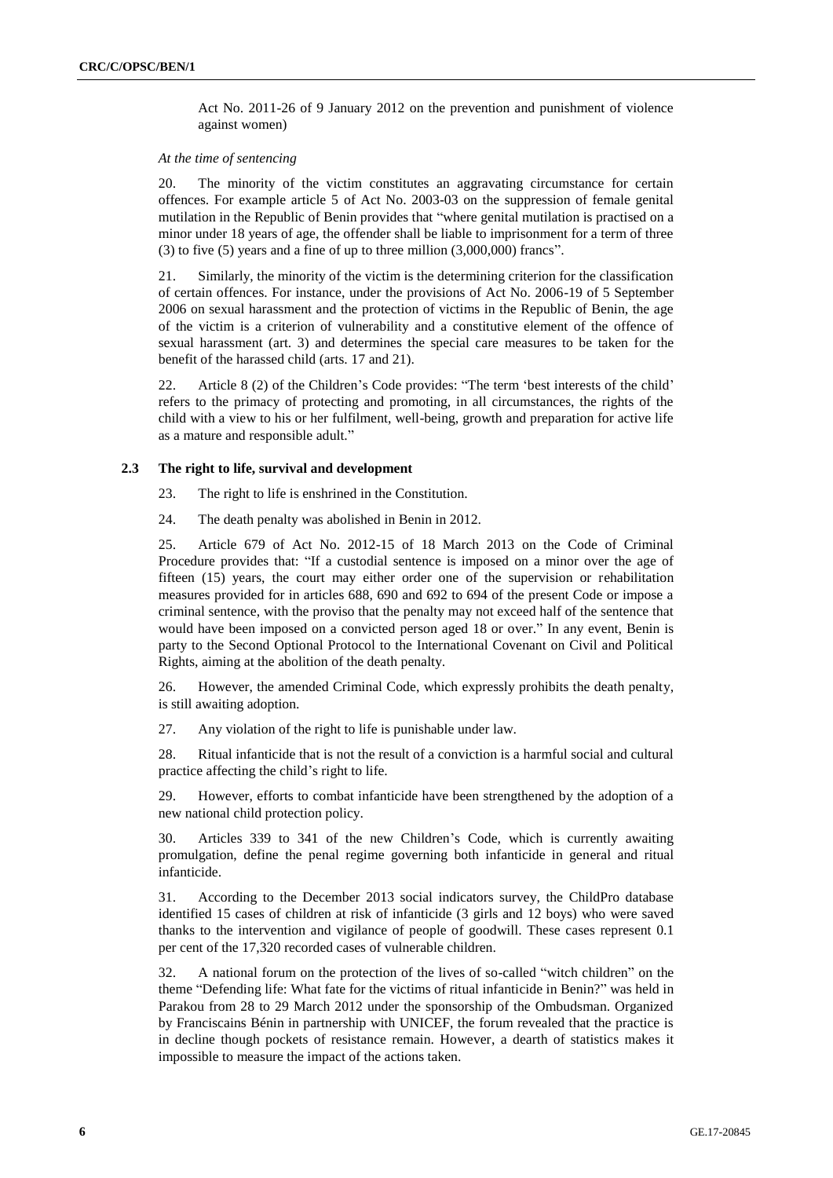Act No. 2011-26 of 9 January 2012 on the prevention and punishment of violence against women)

*At the time of sentencing*

20. The minority of the victim constitutes an aggravating circumstance for certain offences. For example article 5 of Act No. 2003-03 on the suppression of female genital mutilation in the Republic of Benin provides that "where genital mutilation is practised on a minor under 18 years of age, the offender shall be liable to imprisonment for a term of three (3) to five (5) years and a fine of up to three million (3,000,000) francs".

21. Similarly, the minority of the victim is the determining criterion for the classification of certain offences. For instance, under the provisions of Act No. 2006-19 of 5 September 2006 on sexual harassment and the protection of victims in the Republic of Benin, the age of the victim is a criterion of vulnerability and a constitutive element of the offence of sexual harassment (art. 3) and determines the special care measures to be taken for the benefit of the harassed child (arts. 17 and 21).

22. Article 8 (2) of the Children's Code provides: "The term 'best interests of the child' refers to the primacy of protecting and promoting, in all circumstances, the rights of the child with a view to his or her fulfilment, well-being, growth and preparation for active life as a mature and responsible adult."

### 2.3 The right to life, survival and development

23. The right to life is enshrined in the Constitution.

24. The death penalty was abolished in Benin in 2012.

25. Article 679 of Act No. 2012-15 of 18 March 2013 on the Code of Criminal Procedure provides that: "If a custodial sentence is imposed on a minor over the age of fifteen (15) years, the court may either order one of the supervision or rehabilitation measures provided for in articles 688, 690 and 692 to 694 of the present Code or impose a criminal sentence, with the proviso that the penalty may not exceed half of the sentence that would have been imposed on a convicted person aged 18 or over." In any event, Benin is party to the Second Optional Protocol to the International Covenant on Civil and Political Rights, aiming at the abolition of the death penalty.

26. However, the amended Criminal Code, which expressly prohibits the death penalty, is still awaiting adoption.

27. Any violation of the right to life is punishable under law.

28. Ritual infanticide that is not the result of a conviction is a harmful social and cultural practice affecting the child's right to life.

29. However, efforts to combat infanticide have been strengthened by the adoption of a new national child protection policy.

30. Articles 339 to 341 of the new Children's Code, which is currently awaiting promulgation, define the penal regime governing both infanticide in general and ritual infanticide.

31. According to the December 2013 social indicators survey, the ChildPro database identified 15 cases of children at risk of infanticide (3 girls and 12 boys) who were saved thanks to the intervention and vigilance of people of goodwill. These cases represent 0.1 per cent of the 17,320 recorded cases of vulnerable children.

32. A national forum on the protection of the lives of so-called "witch children" on the theme "Defending life: What fate for the victims of ritual infanticide in Benin?" was held in Parakou from 28 to 29 March 2012 under the sponsorship of the Ombudsman. Organized by Franciscains Bénin in partnership with UNICEF, the forum revealed that the practice is in decline though pockets of resistance remain. However, a dearth of statistics makes it impossible to measure the impact of the actions taken.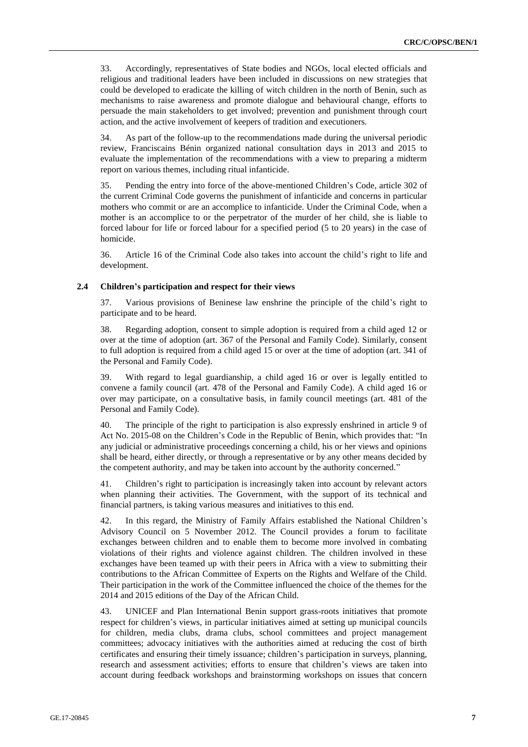33. Accordingly, representatives of State bodies and NGOs, local elected officials and religious and traditional leaders have been included in discussions on new strategies that could be developed to eradicate the killing of witch children in the north of Benin, such as mechanisms to raise awareness and promote dialogue and behavioural change, efforts to persuade the main stakeholders to get involved; prevention and punishment through court action, and the active involvement of keepers of tradition and executioners.

34. As part of the follow-up to the recommendations made during the universal periodic review, Franciscains Bénin organized national consultation days in 2013 and 2015 to evaluate the implementation of the recommendations with a view to preparing a midterm report on various themes, including ritual infanticide.

35. Pending the entry into force of the above-mentioned Children's Code, article 302 of the current Criminal Code governs the punishment of infanticide and concerns in particular mothers who commit or are an accomplice to infanticide. Under the Criminal Code, when a mother is an accomplice to or the perpetrator of the murder of her child, she is liable to forced labour for life or forced labour for a specified period (5 to 20 years) in the case of homicide.

36. Article 16 of the Criminal Code also takes into account the child's right to life and development.

### 2.4 Children's participation and respect for their views

37. Various provisions of Beninese law enshrine the principle of the child's right to participate and to be heard.

38. Regarding adoption, consent to simple adoption is required from a child aged 12 or over at the time of adoption (art. 367 of the Personal and Family Code). Similarly, consent to full adoption is required from a child aged 15 or over at the time of adoption (art. 341 of the Personal and Family Code).

39. With regard to legal guardianship, a child aged 16 or over is legally entitled to convene a family council (art. 478 of the Personal and Family Code). A child aged 16 or over may participate, on a consultative basis, in family council meetings (art. 481 of the Personal and Family Code).

40. The principle of the right to participation is also expressly enshrined in article 9 of Act No. 2015-08 on the Children's Code in the Republic of Benin, which provides that: "In any judicial or administrative proceedings concerning a child, his or her views and opinions shall be heard, either directly, or through a representative or by any other means decided by the competent authority, and may be taken into account by the authority concerned."

41. Children's right to participation is increasingly taken into account by relevant actors when planning their activities. The Government, with the support of its technical and financial partners, is taking various measures and initiatives to this end.

42. In this regard, the Ministry of Family Affairs established the National Children's Advisory Council on 5 November 2012. The Council provides a forum to facilitate exchanges between children and to enable them to become more involved in combating violations of their rights and violence against children. The children involved in these exchanges have been teamed up with their peers in Africa with a view to submitting their contributions to the African Committee of Experts on the Rights and Welfare of the Child. Their participation in the work of the Committee influenced the choice of the themes for the 2014 and 2015 editions of the Day of the African Child.

43. UNICEF and Plan International Benin support grass-roots initiatives that promote respect for children's views, in particular initiatives aimed at setting up municipal councils for children, media clubs, drama clubs, school committees and project management committees; advocacy initiatives with the authorities aimed at reducing the cost of birth certificates and ensuring their timely issuance; children's participation in surveys, planning, research and assessment activities; efforts to ensure that children's views are taken into account during feedback workshops and brainstorming workshops on issues that concern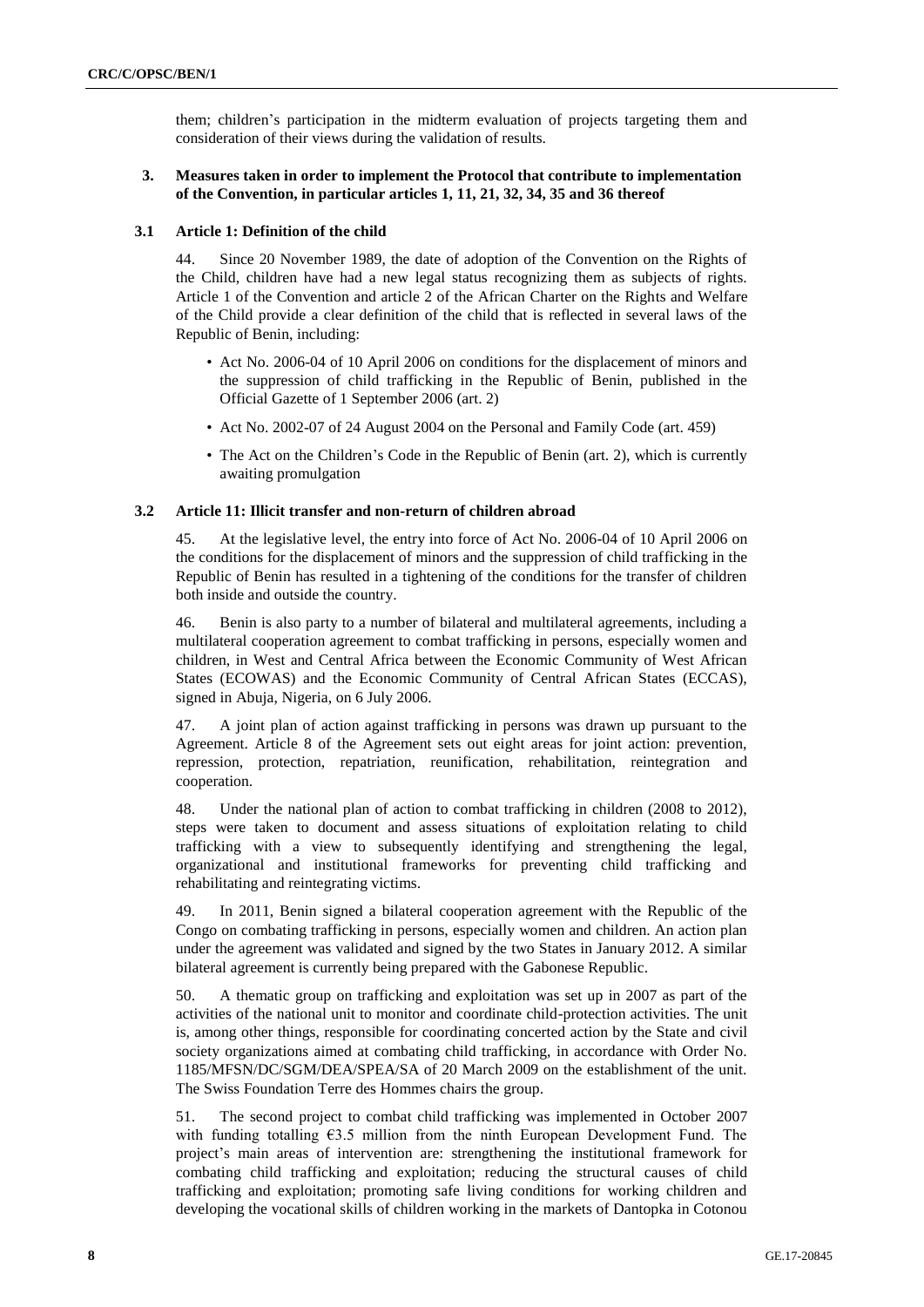them; children's participation in the midterm evaluation of projects targeting them and consideration of their views during the validation of results.

## 3. Measures taken in order to implement the Protocol that contribute to implementation of the Convention, in particular articles 1, 11, 21, 32, 34, 35 and 36 thereof

### 3.1 Article 1: Definition of the child

44. Since 20 November 1989, the date of adoption of the Convention on the Rights of the Child, children have had a new legal status recognizing them as subjects of rights. Article 1 of the Convention and article 2 of the African Charter on the Rights and Welfare of the Child provide a clear definition of the child that is reflected in several laws of the Republic of Benin, including:

- Act No. 2006-04 of 10 April 2006 on conditions for the displacement of minors and the suppression of child trafficking in the Republic of Benin, published in the Official Gazette of 1 September 2006 (art. 2)
- Act No. 2002-07 of 24 August 2004 on the Personal and Family Code (art. 459)
- The Act on the Children's Code in the Republic of Benin (art. 2), which is currently awaiting promulgation

### 3.2 Article 11: Illicit transfer and non-return of children abroad

45. At the legislative level, the entry into force of Act No. 2006-04 of 10 April 2006 on the conditions for the displacement of minors and the suppression of child trafficking in the Republic of Benin has resulted in a tightening of the conditions for the transfer of children both inside and outside the country.

46. Benin is also party to a number of bilateral and multilateral agreements, including a multilateral cooperation agreement to combat trafficking in persons, especially women and children, in West and Central Africa between the Economic Community of West African States (ECOWAS) and the Economic Community of Central African States (ECCAS), signed in Abuja, Nigeria, on 6 July 2006.

47. A joint plan of action against trafficking in persons was drawn up pursuant to the Agreement. Article 8 of the Agreement sets out eight areas for joint action: prevention, repression, protection, repatriation, reunification, rehabilitation, reintegration and cooperation.

48. Under the national plan of action to combat trafficking in children (2008 to 2012), steps were taken to document and assess situations of exploitation relating to child trafficking with a view to subsequently identifying and strengthening the legal, organizational and institutional frameworks for preventing child trafficking and rehabilitating and reintegrating victims.

49. In 2011, Benin signed a bilateral cooperation agreement with the Republic of the Congo on combating trafficking in persons, especially women and children. An action plan under the agreement was validated and signed by the two States in January 2012. A similar bilateral agreement is currently being prepared with the Gabonese Republic.

50. A thematic group on trafficking and exploitation was set up in 2007 as part of the activities of the national unit to monitor and coordinate child-protection activities. The unit is, among other things, responsible for coordinating concerted action by the State and civil society organizations aimed at combating child trafficking, in accordance with Order No. 1185/MFSN/DC/SGM/DEA/SPEA/SA of 20 March 2009 on the establishment of the unit. The Swiss Foundation Terre des Hommes chairs the group.

51. The second project to combat child trafficking was implemented in October 2007 with funding totalling €3.5 million from the ninth European Development Fund. The project's main areas of intervention are: strengthening the institutional framework for combating child trafficking and exploitation; reducing the structural causes of child trafficking and exploitation; promoting safe living conditions for working children and developing the vocational skills of children working in the markets of Dantopka in Cotonou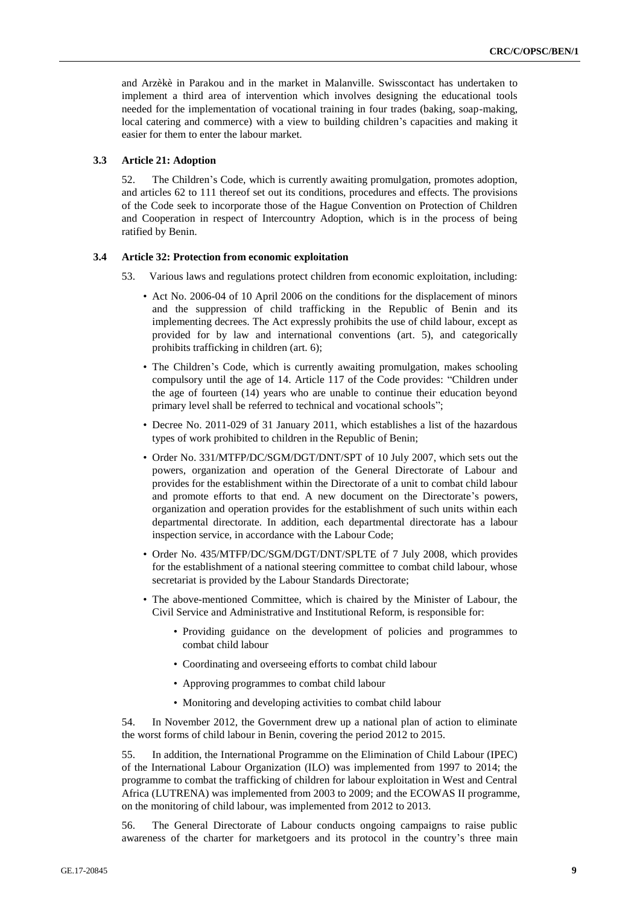and Arzèkè in Parakou and in the market in Malanville. Swisscontact has undertaken to implement a third area of intervention which involves designing the educational tools needed for the implementation of vocational training in four trades (baking, soap-making, local catering and commerce) with a view to building children's capacities and making it easier for them to enter the labour market.

### 3.3 Article 21: Adoption

52. The Children's Code, which is currently awaiting promulgation, promotes adoption, and articles 62 to 111 thereof set out its conditions, procedures and effects. The provisions of the Code seek to incorporate those of the Hague Convention on Protection of Children and Cooperation in respect of Intercountry Adoption, which is in the process of being ratified by Benin.

### 3.4 Article 32: Protection from economic exploitation

53. Various laws and regulations protect children from economic exploitation, including:

- Act No. 2006-04 of 10 April 2006 on the conditions for the displacement of minors and the suppression of child trafficking in the Republic of Benin and its implementing decrees. The Act expressly prohibits the use of child labour, except as provided for by law and international conventions (art. 5), and categorically prohibits trafficking in children (art. 6);
- The Children's Code, which is currently awaiting promulgation, makes schooling compulsory until the age of 14. Article 117 of the Code provides: "Children under the age of fourteen (14) years who are unable to continue their education beyond primary level shall be referred to technical and vocational schools";
- Decree No. 2011-029 of 31 January 2011, which establishes a list of the hazardous types of work prohibited to children in the Republic of Benin;
- Order No. 331/MTFP/DC/SGM/DGT/DNT/SPT of 10 July 2007, which sets out the powers, organization and operation of the General Directorate of Labour and provides for the establishment within the Directorate of a unit to combat child labour and promote efforts to that end. A new document on the Directorate's powers, organization and operation provides for the establishment of such units within each departmental directorate. In addition, each departmental directorate has a labour inspection service, in accordance with the Labour Code;
- Order No. 435/MTFP/DC/SGM/DGT/DNT/SPLTE of 7 July 2008, which provides for the establishment of a national steering committee to combat child labour, whose secretariat is provided by the Labour Standards Directorate;
- The above-mentioned Committee, which is chaired by the Minister of Labour, the Civil Service and Administrative and Institutional Reform, is responsible for:
  - Providing guidance on the development of policies and programmes to combat child labour
  - Coordinating and overseeing efforts to combat child labour
  - Approving programmes to combat child labour
  - Monitoring and developing activities to combat child labour

54. In November 2012, the Government drew up a national plan of action to eliminate the worst forms of child labour in Benin, covering the period 2012 to 2015.

55. In addition, the International Programme on the Elimination of Child Labour (IPEC) of the International Labour Organization (ILO) was implemented from 1997 to 2014; the programme to combat the trafficking of children for labour exploitation in West and Central Africa (LUTRENA) was implemented from 2003 to 2009; and the ECOWAS II programme, on the monitoring of child labour, was implemented from 2012 to 2013.

56. The General Directorate of Labour conducts ongoing campaigns to raise public awareness of the charter for marketgoers and its protocol in the country's three main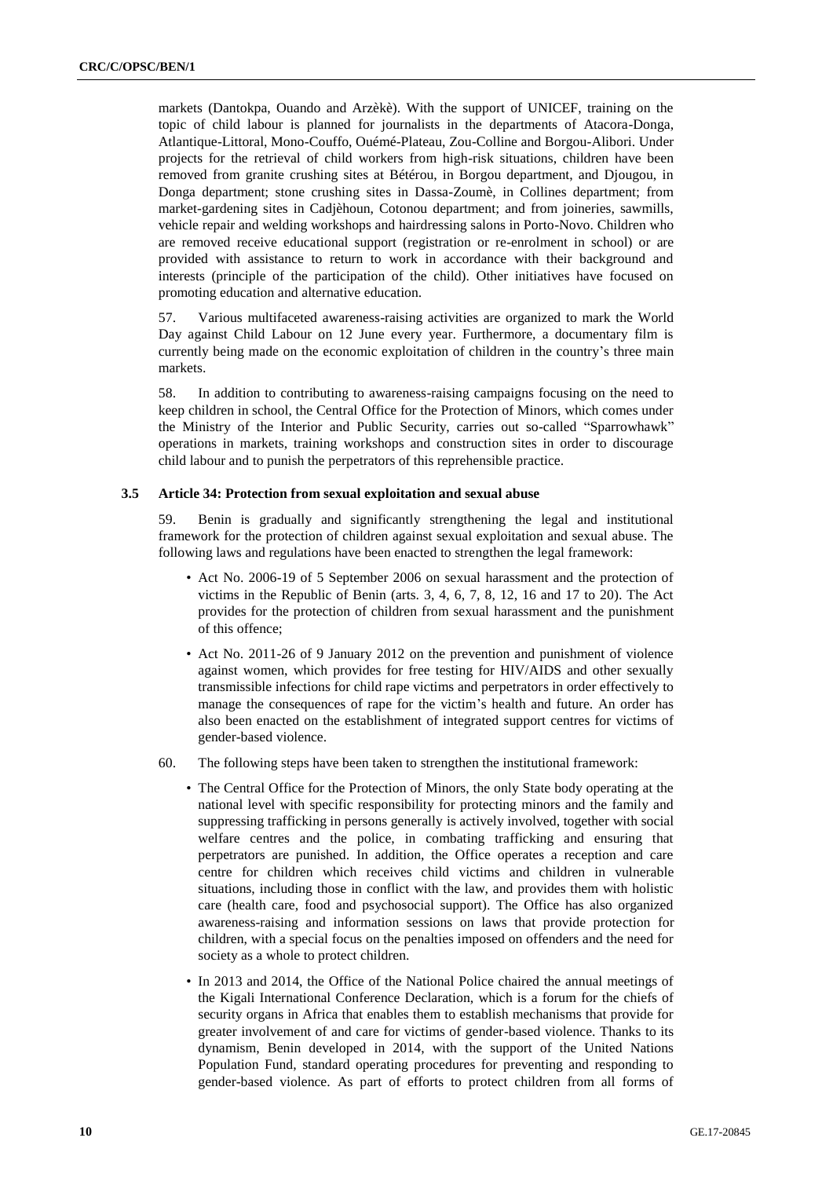markets (Dantokpa, Ouando and Arzèkè). With the support of UNICEF, training on the topic of child labour is planned for journalists in the departments of Atacora-Donga, Atlantique-Littoral, Mono-Couffo, Ouémé-Plateau, Zou-Colline and Borgou-Alibori. Under projects for the retrieval of child workers from high-risk situations, children have been removed from granite crushing sites at Bétérou, in Borgou department, and Djougou, in Donga department; stone crushing sites in Dassa-Zoumè, in Collines department; from market-gardening sites in Cadjèhoun, Cotonou department; and from joineries, sawmills, vehicle repair and welding workshops and hairdressing salons in Porto-Novo. Children who are removed receive educational support (registration or re-enrolment in school) or are provided with assistance to return to work in accordance with their background and interests (principle of the participation of the child). Other initiatives have focused on promoting education and alternative education.

57. Various multifaceted awareness-raising activities are organized to mark the World Day against Child Labour on 12 June every year. Furthermore, a documentary film is currently being made on the economic exploitation of children in the country's three main markets.

58. In addition to contributing to awareness-raising campaigns focusing on the need to keep children in school, the Central Office for the Protection of Minors, which comes under the Ministry of the Interior and Public Security, carries out so-called "Sparrowhawk" operations in markets, training workshops and construction sites in order to discourage child labour and to punish the perpetrators of this reprehensible practice.

### 3.5 Article 34: Protection from sexual exploitation and sexual abuse

59. Benin is gradually and significantly strengthening the legal and institutional framework for the protection of children against sexual exploitation and sexual abuse. The following laws and regulations have been enacted to strengthen the legal framework:

- Act No. 2006-19 of 5 September 2006 on sexual harassment and the protection of victims in the Republic of Benin (arts. 3, 4, 6, 7, 8, 12, 16 and 17 to 20). The Act provides for the protection of children from sexual harassment and the punishment of this offence;
- Act No. 2011-26 of 9 January 2012 on the prevention and punishment of violence against women, which provides for free testing for HIV/AIDS and other sexually transmissible infections for child rape victims and perpetrators in order effectively to manage the consequences of rape for the victim's health and future. An order has also been enacted on the establishment of integrated support centres for victims of gender-based violence.

60. The following steps have been taken to strengthen the institutional framework:

- The Central Office for the Protection of Minors, the only State body operating at the national level with specific responsibility for protecting minors and the family and suppressing trafficking in persons generally is actively involved, together with social welfare centres and the police, in combating trafficking and ensuring that perpetrators are punished. In addition, the Office operates a reception and care centre for children which receives child victims and children in vulnerable situations, including those in conflict with the law, and provides them with holistic care (health care, food and psychosocial support). The Office has also organized awareness-raising and information sessions on laws that provide protection for children, with a special focus on the penalties imposed on offenders and the need for society as a whole to protect children.
- In 2013 and 2014, the Office of the National Police chaired the annual meetings of the Kigali International Conference Declaration, which is a forum for the chiefs of security organs in Africa that enables them to establish mechanisms that provide for greater involvement of and care for victims of gender-based violence. Thanks to its dynamism, Benin developed in 2014, with the support of the United Nations Population Fund, standard operating procedures for preventing and responding to gender-based violence. As part of efforts to protect children from all forms of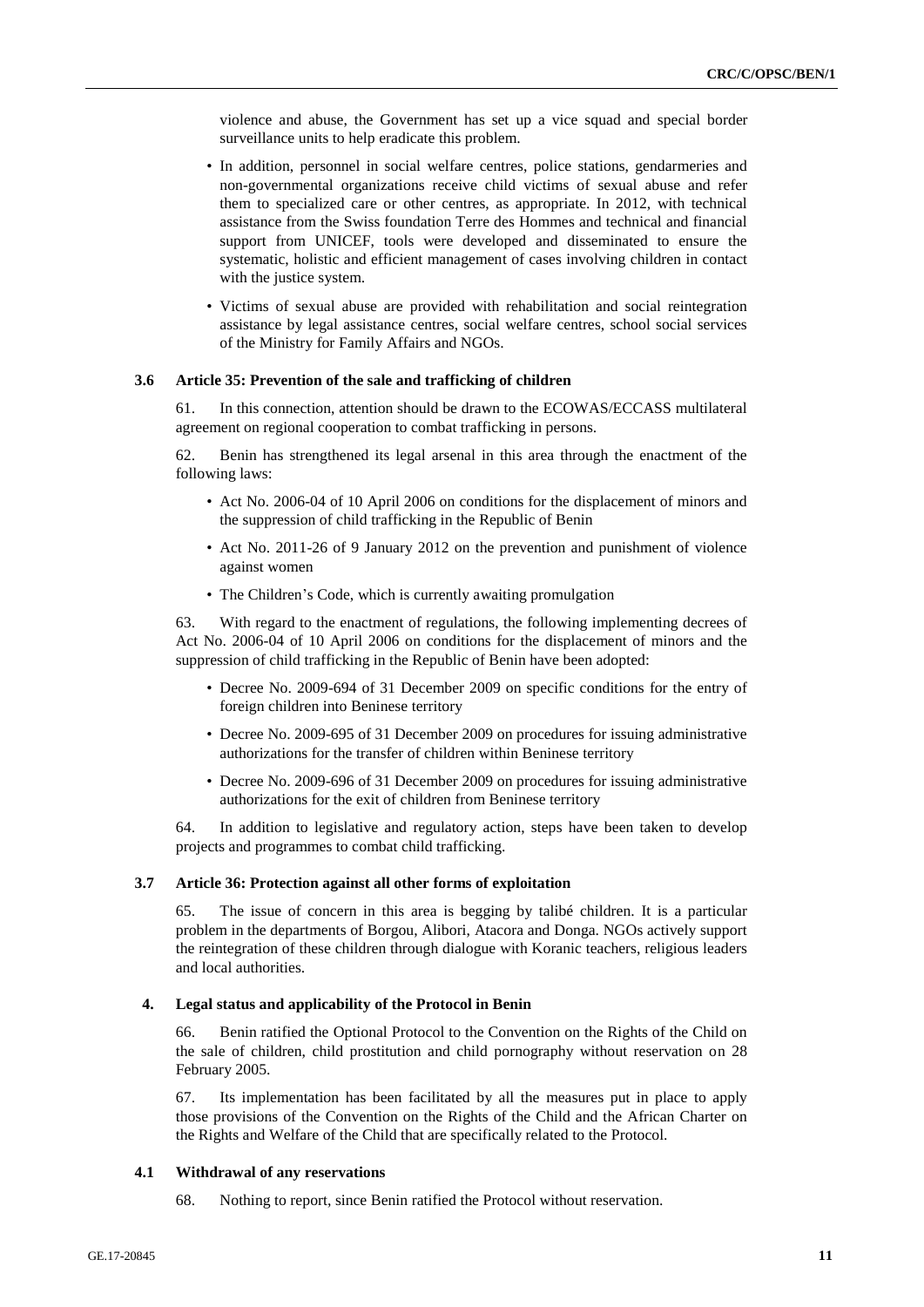violence and abuse, the Government has set up a vice squad and special border surveillance units to help eradicate this problem.

- In addition, personnel in social welfare centres, police stations, gendarmeries and non-governmental organizations receive child victims of sexual abuse and refer them to specialized care or other centres, as appropriate. In 2012, with technical assistance from the Swiss foundation Terre des Hommes and technical and financial support from UNICEF, tools were developed and disseminated to ensure the systematic, holistic and efficient management of cases involving children in contact with the justice system.
- Victims of sexual abuse are provided with rehabilitation and social reintegration assistance by legal assistance centres, social welfare centres, school social services of the Ministry for Family Affairs and NGOs.

### 3.6 Article 35: Prevention of the sale and trafficking of children

61. In this connection, attention should be drawn to the ECOWAS/ECCASS multilateral agreement on regional cooperation to combat trafficking in persons.

62. Benin has strengthened its legal arsenal in this area through the enactment of the following laws:

- Act No. 2006-04 of 10 April 2006 on conditions for the displacement of minors and the suppression of child trafficking in the Republic of Benin
- Act No. 2011-26 of 9 January 2012 on the prevention and punishment of violence against women
- The Children's Code, which is currently awaiting promulgation

63. With regard to the enactment of regulations, the following implementing decrees of Act No. 2006-04 of 10 April 2006 on conditions for the displacement of minors and the suppression of child trafficking in the Republic of Benin have been adopted:

- Decree No. 2009-694 of 31 December 2009 on specific conditions for the entry of foreign children into Beninese territory
- Decree No. 2009-695 of 31 December 2009 on procedures for issuing administrative authorizations for the transfer of children within Beninese territory
- Decree No. 2009-696 of 31 December 2009 on procedures for issuing administrative authorizations for the exit of children from Beninese territory

64. In addition to legislative and regulatory action, steps have been taken to develop projects and programmes to combat child trafficking.

### 3.7 Article 36: Protection against all other forms of exploitation

65. The issue of concern in this area is begging by talibé children. It is a particular problem in the departments of Borgou, Alibori, Atacora and Donga. NGOs actively support the reintegration of these children through dialogue with Koranic teachers, religious leaders and local authorities.

## 4. Legal status and applicability of the Protocol in Benin

66. Benin ratified the Optional Protocol to the Convention on the Rights of the Child on the sale of children, child prostitution and child pornography without reservation on 28 February 2005.

67. Its implementation has been facilitated by all the measures put in place to apply those provisions of the Convention on the Rights of the Child and the African Charter on the Rights and Welfare of the Child that are specifically related to the Protocol.

### 4.1 Withdrawal of any reservations

68. Nothing to report, since Benin ratified the Protocol without reservation.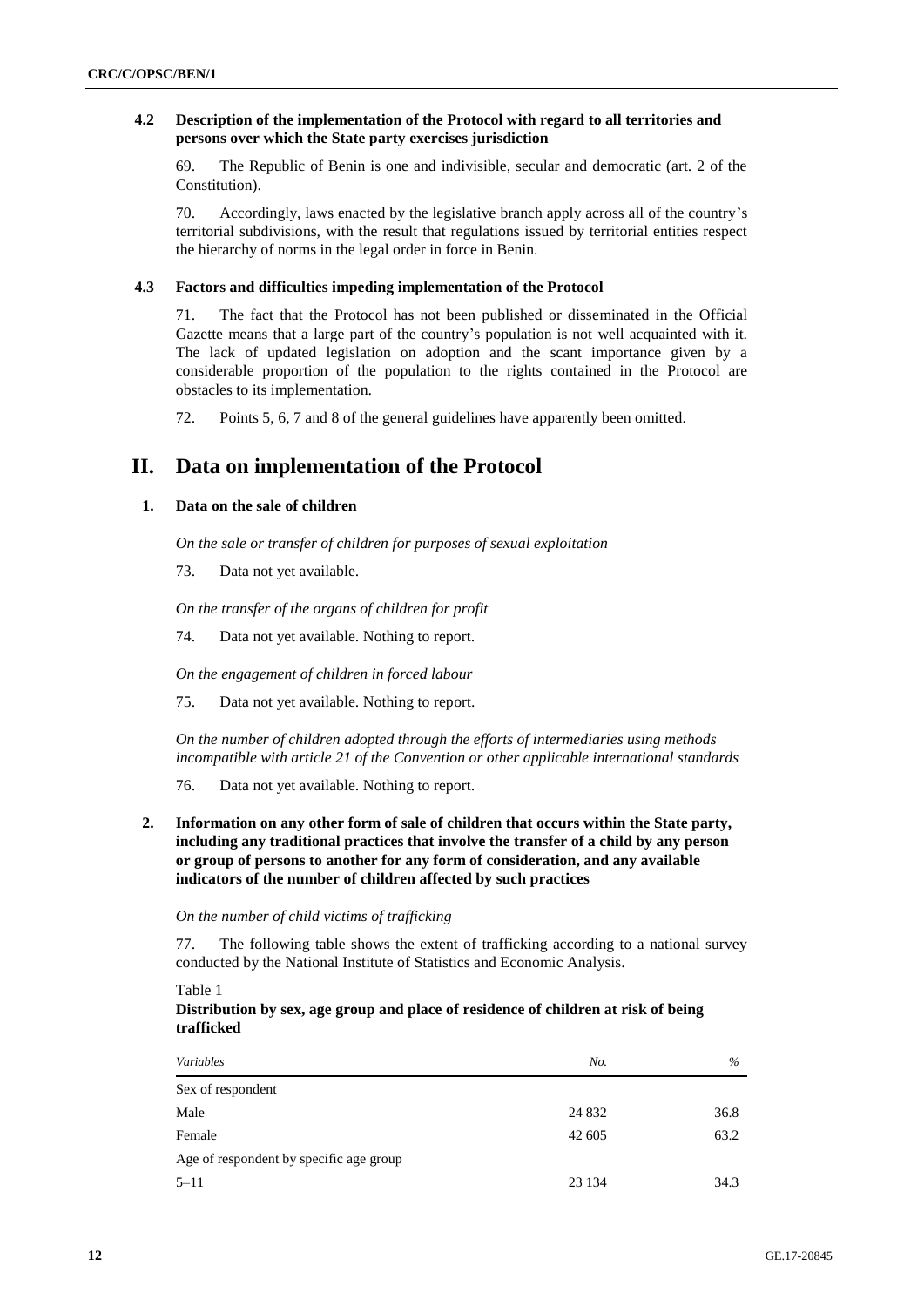### 4.2 Description of the implementation of the Protocol with regard to all territories and persons over which the State party exercises jurisdiction

69. The Republic of Benin is one and indivisible, secular and democratic (art. 2 of the Constitution).

70. Accordingly, laws enacted by the legislative branch apply across all of the country's territorial subdivisions, with the result that regulations issued by territorial entities respect the hierarchy of norms in the legal order in force in Benin.

### 4.3 Factors and difficulties impeding implementation of the Protocol

71. The fact that the Protocol has not been published or disseminated in the Official Gazette means that a large part of the country's population is not well acquainted with it. The lack of updated legislation on adoption and the scant importance given by a considerable proportion of the population to the rights contained in the Protocol are obstacles to its implementation.

72. Points 5, 6, 7 and 8 of the general guidelines have apparently been omitted.

# II. Data on implementation of the Protocol

### 1. Data on the sale of children

*On the sale or transfer of children for purposes of sexual exploitation*

73. Data not yet available.

*On the transfer of the organs of children for profit*

74. Data not yet available. Nothing to report.

*On the engagement of children in forced labour*

75. Data not yet available. Nothing to report.

*On the number of children adopted through the efforts of intermediaries using methods incompatible with article 21 of the Convention or other applicable international standards*

76. Data not yet available. Nothing to report.

### 2. Information on any other form of sale of children that occurs within the State party, including any traditional practices that involve the transfer of a child by any person or group of persons to another for any form of consideration, and any available indicators of the number of children affected by such practices

*On the number of child victims of trafficking*

77. The following table shows the extent of trafficking according to a national survey conducted by the National Institute of Statistics and Economic Analysis.

Table 1

**Distribution by sex, age group and place of residence of children at risk of being trafficked**

| *Variables* | *No.* | *%* |
|---|---|---|
| Sex of respondent | | |
| Male | 24 832 | 36.8 |
| Female | 42 605 | 63.2 |
| Age of respondent by specific age group | | |
| 5–11 | 23 134 | 34.3 |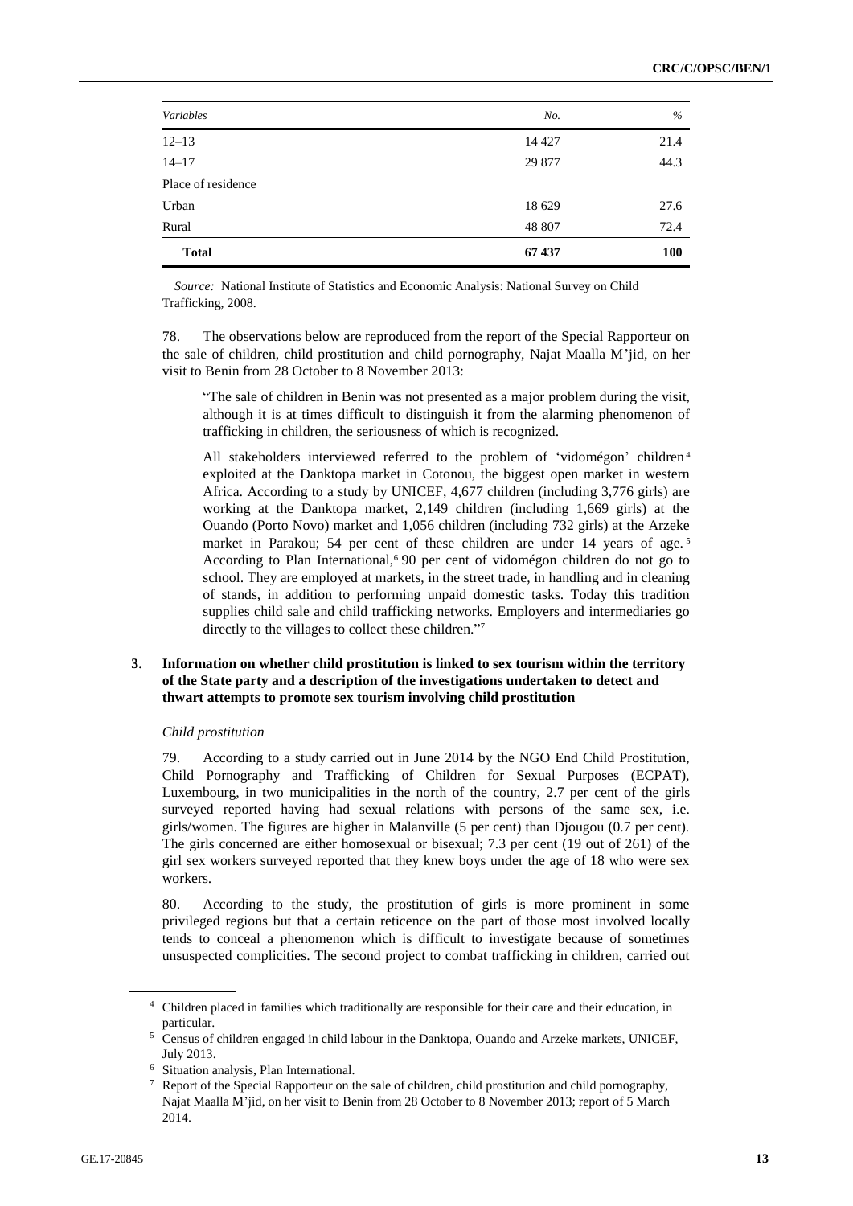| Variables | No. | % |
|---|---|---|
| 12–13 | 14 427 | 21.4 |
| 14–17 | 29 877 | 44.3 |
| Place of residence | | |
| Urban | 18 629 | 27.6 |
| Rural | 48 807 | 72.4 |
| **Total** | **67 437** | **100** |

*Source:* National Institute of Statistics and Economic Analysis: National Survey on Child Trafficking, 2008.

78. The observations below are reproduced from the report of the Special Rapporteur on the sale of children, child prostitution and child pornography, Najat Maalla M'jid, on her visit to Benin from 28 October to 8 November 2013:

> "The sale of children in Benin was not presented as a major problem during the visit, although it is at times difficult to distinguish it from the alarming phenomenon of trafficking in children, the seriousness of which is recognized.
>
> All stakeholders interviewed referred to the problem of 'vidomégon' children[4] exploited at the Danktopa market in Cotonou, the biggest open market in western Africa. According to a study by UNICEF, 4,677 children (including 3,776 girls) are working at the Danktopa market, 2,149 children (including 1,669 girls) at the Ouando (Porto Novo) market and 1,056 children (including 732 girls) at the Arzeke market in Parakou; 54 per cent of these children are under 14 years of age.[5] According to Plan International,[6] 90 per cent of vidomégon children do not go to school. They are employed at markets, in the street trade, in handling and in cleaning of stands, in addition to performing unpaid domestic tasks. Today this tradition supplies child sale and child trafficking networks. Employers and intermediaries go directly to the villages to collect these children."[7]

### 3. Information on whether child prostitution is linked to sex tourism within the territory of the State party and a description of the investigations undertaken to detect and thwart attempts to promote sex tourism involving child prostitution

*Child prostitution*

79. According to a study carried out in June 2014 by the NGO End Child Prostitution, Child Pornography and Trafficking of Children for Sexual Purposes (ECPAT), Luxembourg, in two municipalities in the north of the country, 2.7 per cent of the girls surveyed reported having had sexual relations with persons of the same sex, i.e. girls/women. The figures are higher in Malanville (5 per cent) than Djougou (0.7 per cent). The girls concerned are either homosexual or bisexual; 7.3 per cent (19 out of 261) of the girl sex workers surveyed reported that they knew boys under the age of 18 who were sex workers.

80. According to the study, the prostitution of girls is more prominent in some privileged regions but that a certain reticence on the part of those most involved locally tends to conceal a phenomenon which is difficult to investigate because of sometimes unsuspected complicities. The second project to combat trafficking in children, carried out

---

[4] Children placed in families which traditionally are responsible for their care and their education, in particular.

[5] Census of children engaged in child labour in the Danktopa, Ouando and Arzeke markets, UNICEF, July 2013.

[6] Situation analysis, Plan International.

[7] Report of the Special Rapporteur on the sale of children, child prostitution and child pornography, Najat Maalla M'jid, on her visit to Benin from 28 October to 8 November 2013; report of 5 March 2014.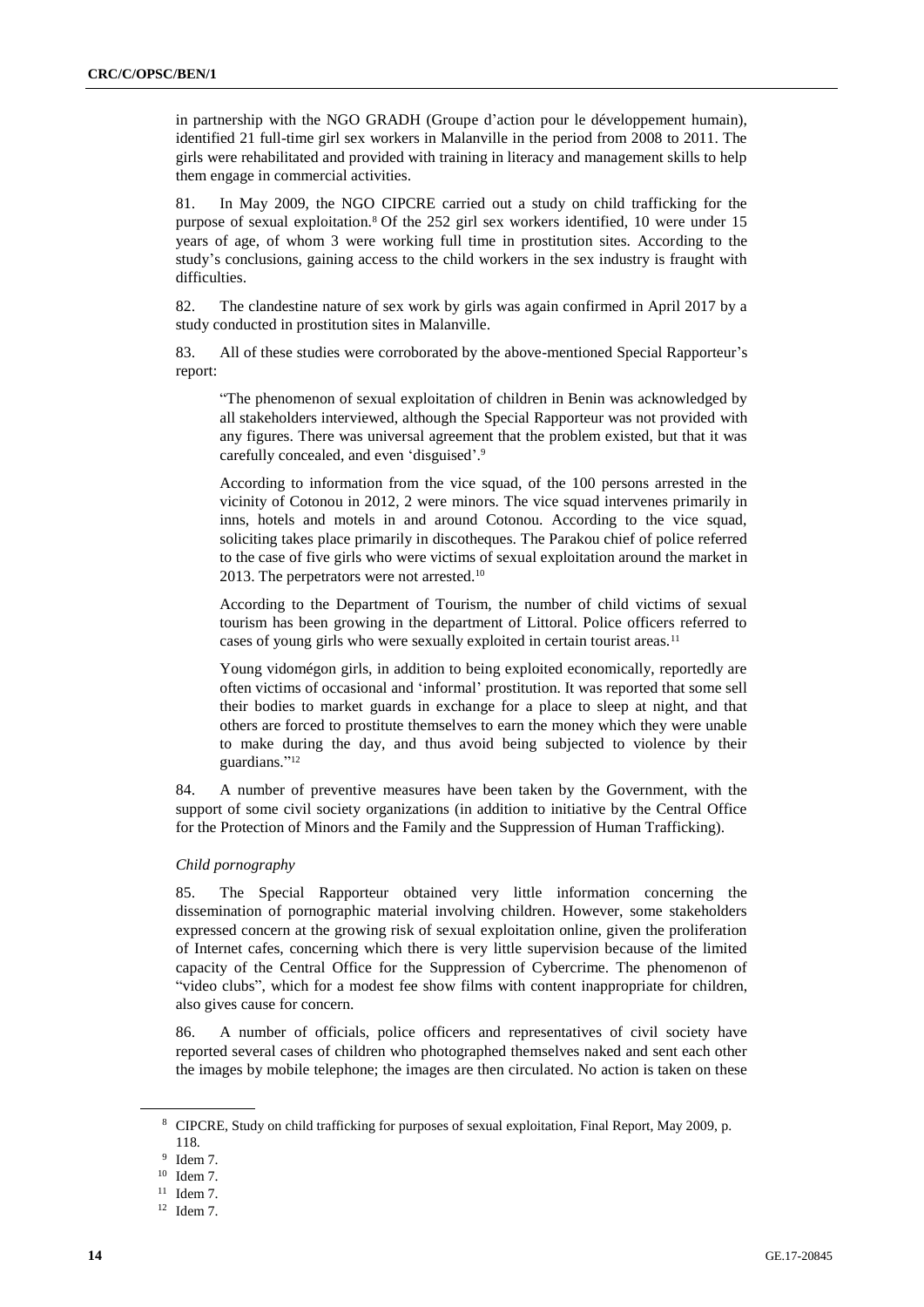in partnership with the NGO GRADH (Groupe d'action pour le développement humain), identified 21 full-time girl sex workers in Malanville in the period from 2008 to 2011. The girls were rehabilitated and provided with training in literacy and management skills to help them engage in commercial activities.

81. In May 2009, the NGO CIPCRE carried out a study on child trafficking for the purpose of sexual exploitation.[8] Of the 252 girl sex workers identified, 10 were under 15 years of age, of whom 3 were working full time in prostitution sites. According to the study's conclusions, gaining access to the child workers in the sex industry is fraught with difficulties.

82. The clandestine nature of sex work by girls was again confirmed in April 2017 by a study conducted in prostitution sites in Malanville.

83. All of these studies were corroborated by the above-mentioned Special Rapporteur's report:

> "The phenomenon of sexual exploitation of children in Benin was acknowledged by all stakeholders interviewed, although the Special Rapporteur was not provided with any figures. There was universal agreement that the problem existed, but that it was carefully concealed, and even 'disguised'.[9]
>
> According to information from the vice squad, of the 100 persons arrested in the vicinity of Cotonou in 2012, 2 were minors. The vice squad intervenes primarily in inns, hotels and motels in and around Cotonou. According to the vice squad, soliciting takes place primarily in discotheques. The Parakou chief of police referred to the case of five girls who were victims of sexual exploitation around the market in 2013. The perpetrators were not arrested.[10]
>
> According to the Department of Tourism, the number of child victims of sexual tourism has been growing in the department of Littoral. Police officers referred to cases of young girls who were sexually exploited in certain tourist areas.[11]
>
> Young vidomégon girls, in addition to being exploited economically, reportedly are often victims of occasional and 'informal' prostitution. It was reported that some sell their bodies to market guards in exchange for a place to sleep at night, and that others are forced to prostitute themselves to earn the money which they were unable to make during the day, and thus avoid being subjected to violence by their guardians."[12]

84. A number of preventive measures have been taken by the Government, with the support of some civil society organizations (in addition to initiative by the Central Office for the Protection of Minors and the Family and the Suppression of Human Trafficking).

*Child pornography*

85. The Special Rapporteur obtained very little information concerning the dissemination of pornographic material involving children. However, some stakeholders expressed concern at the growing risk of sexual exploitation online, given the proliferation of Internet cafes, concerning which there is very little supervision because of the limited capacity of the Central Office for the Suppression of Cybercrime. The phenomenon of "video clubs", which for a modest fee show films with content inappropriate for children, also gives cause for concern.

86. A number of officials, police officers and representatives of civil society have reported several cases of children who photographed themselves naked and sent each other the images by mobile telephone; the images are then circulated. No action is taken on these

---

[8] CIPCRE, Study on child trafficking for purposes of sexual exploitation, Final Report, May 2009, p. 118.

[9] Idem 7.

[10] Idem 7.

[11] Idem 7.

[12] Idem 7.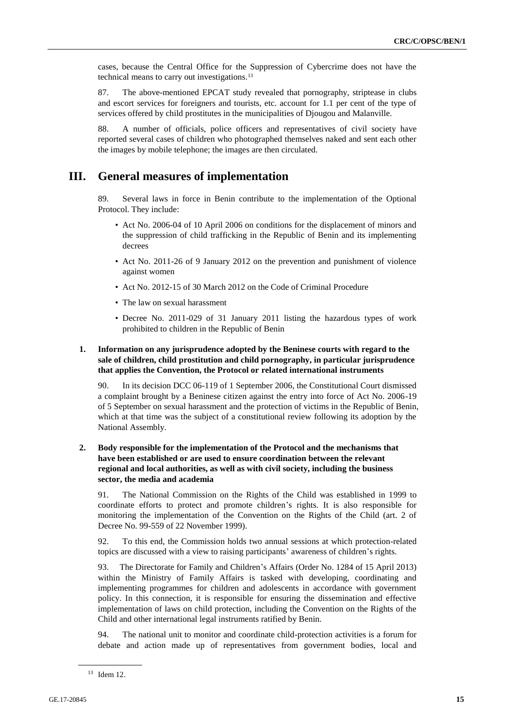cases, because the Central Office for the Suppression of Cybercrime does not have the technical means to carry out investigations.[13]

87. The above-mentioned EPCAT study revealed that pornography, striptease in clubs and escort services for foreigners and tourists, etc. account for 1.1 per cent of the type of services offered by child prostitutes in the municipalities of Djougou and Malanville.

88. A number of officials, police officers and representatives of civil society have reported several cases of children who photographed themselves naked and sent each other the images by mobile telephone; the images are then circulated.

# III. General measures of implementation

89. Several laws in force in Benin contribute to the implementation of the Optional Protocol. They include:

- Act No. 2006-04 of 10 April 2006 on conditions for the displacement of minors and the suppression of child trafficking in the Republic of Benin and its implementing decrees
- Act No. 2011-26 of 9 January 2012 on the prevention and punishment of violence against women
- Act No. 2012-15 of 30 March 2012 on the Code of Criminal Procedure
- The law on sexual harassment
- Decree No. 2011-029 of 31 January 2011 listing the hazardous types of work prohibited to children in the Republic of Benin

## 1. Information on any jurisprudence adopted by the Beninese courts with regard to the sale of children, child prostitution and child pornography, in particular jurisprudence that applies the Convention, the Protocol or related international instruments

90. In its decision DCC 06-119 of 1 September 2006, the Constitutional Court dismissed a complaint brought by a Beninese citizen against the entry into force of Act No. 2006-19 of 5 September on sexual harassment and the protection of victims in the Republic of Benin, which at that time was the subject of a constitutional review following its adoption by the National Assembly.

## 2. Body responsible for the implementation of the Protocol and the mechanisms that have been established or are used to ensure coordination between the relevant regional and local authorities, as well as with civil society, including the business sector, the media and academia

91. The National Commission on the Rights of the Child was established in 1999 to coordinate efforts to protect and promote children's rights. It is also responsible for monitoring the implementation of the Convention on the Rights of the Child (art. 2 of Decree No. 99-559 of 22 November 1999).

92. To this end, the Commission holds two annual sessions at which protection-related topics are discussed with a view to raising participants' awareness of children's rights.

93. The Directorate for Family and Children's Affairs (Order No. 1284 of 15 April 2013) within the Ministry of Family Affairs is tasked with developing, coordinating and implementing programmes for children and adolescents in accordance with government policy. In this connection, it is responsible for ensuring the dissemination and effective implementation of laws on child protection, including the Convention on the Rights of the Child and other international legal instruments ratified by Benin.

94. The national unit to monitor and coordinate child-protection activities is a forum for debate and action made up of representatives from government bodies, local and

[13] Idem 12.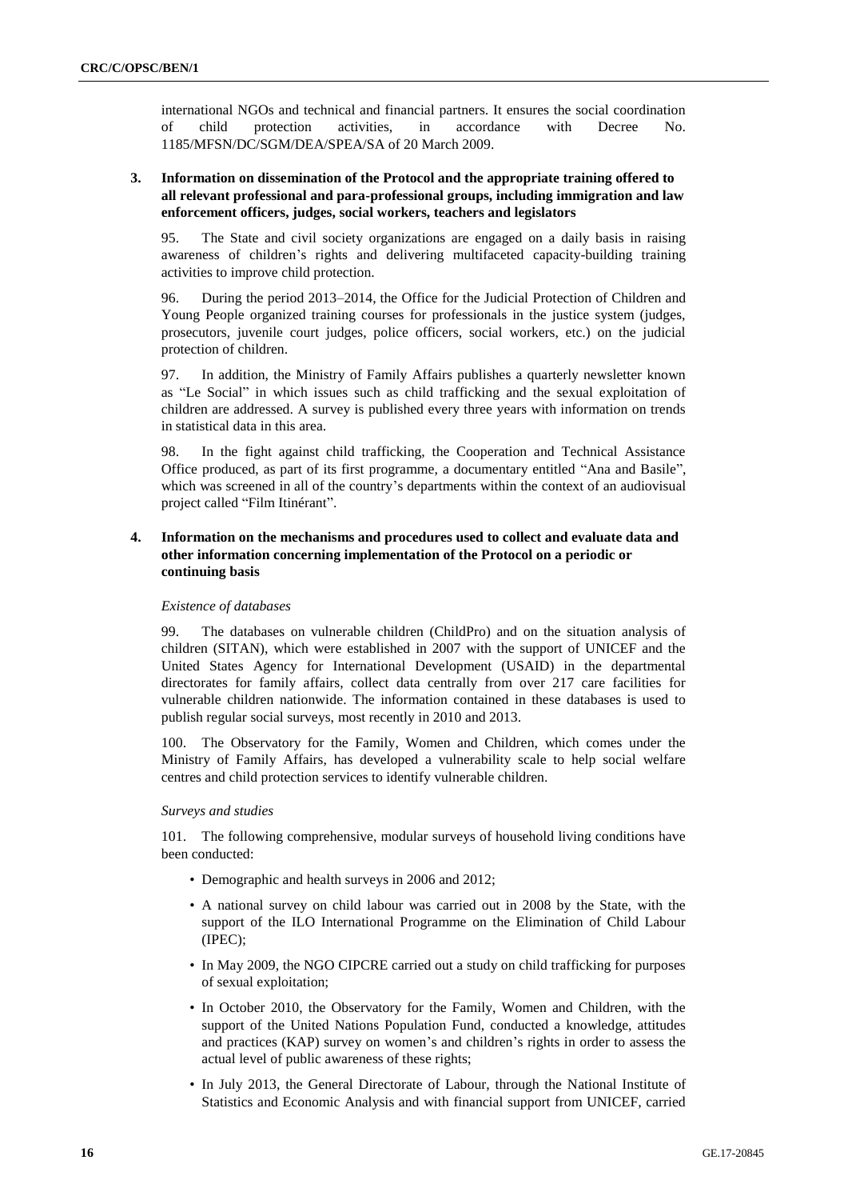international NGOs and technical and financial partners. It ensures the social coordination of child protection activities, in accordance with Decree No. 1185/MFSN/DC/SGM/DEA/SPEA/SA of 20 March 2009.

### 3. Information on dissemination of the Protocol and the appropriate training offered to all relevant professional and para-professional groups, including immigration and law enforcement officers, judges, social workers, teachers and legislators

95. The State and civil society organizations are engaged on a daily basis in raising awareness of children's rights and delivering multifaceted capacity-building training activities to improve child protection.

96. During the period 2013–2014, the Office for the Judicial Protection of Children and Young People organized training courses for professionals in the justice system (judges, prosecutors, juvenile court judges, police officers, social workers, etc.) on the judicial protection of children.

97. In addition, the Ministry of Family Affairs publishes a quarterly newsletter known as "Le Social" in which issues such as child trafficking and the sexual exploitation of children are addressed. A survey is published every three years with information on trends in statistical data in this area.

98. In the fight against child trafficking, the Cooperation and Technical Assistance Office produced, as part of its first programme, a documentary entitled "Ana and Basile", which was screened in all of the country's departments within the context of an audiovisual project called "Film Itinérant".

### 4. Information on the mechanisms and procedures used to collect and evaluate data and other information concerning implementation of the Protocol on a periodic or continuing basis

*Existence of databases*

99. The databases on vulnerable children (ChildPro) and on the situation analysis of children (SITAN), which were established in 2007 with the support of UNICEF and the United States Agency for International Development (USAID) in the departmental directorates for family affairs, collect data centrally from over 217 care facilities for vulnerable children nationwide. The information contained in these databases is used to publish regular social surveys, most recently in 2010 and 2013.

100. The Observatory for the Family, Women and Children, which comes under the Ministry of Family Affairs, has developed a vulnerability scale to help social welfare centres and child protection services to identify vulnerable children.

*Surveys and studies*

101. The following comprehensive, modular surveys of household living conditions have been conducted:

- Demographic and health surveys in 2006 and 2012;
- A national survey on child labour was carried out in 2008 by the State, with the support of the ILO International Programme on the Elimination of Child Labour (IPEC);
- In May 2009, the NGO CIPCRE carried out a study on child trafficking for purposes of sexual exploitation;
- In October 2010, the Observatory for the Family, Women and Children, with the support of the United Nations Population Fund, conducted a knowledge, attitudes and practices (KAP) survey on women's and children's rights in order to assess the actual level of public awareness of these rights;
- In July 2013, the General Directorate of Labour, through the National Institute of Statistics and Economic Analysis and with financial support from UNICEF, carried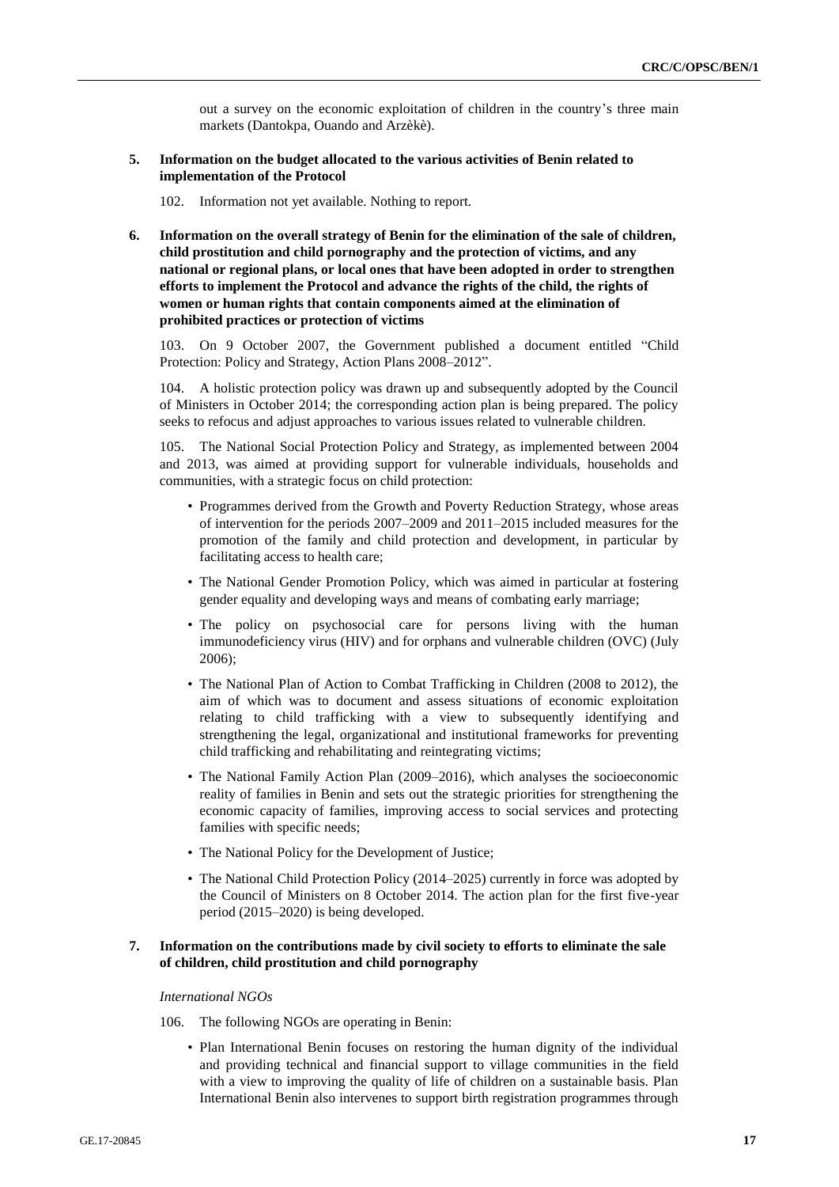out a survey on the economic exploitation of children in the country's three main markets (Dantokpa, Ouando and Arzèkè).

### 5. Information on the budget allocated to the various activities of Benin related to implementation of the Protocol

102. Information not yet available. Nothing to report.

### 6. Information on the overall strategy of Benin for the elimination of the sale of children, child prostitution and child pornography and the protection of victims, and any national or regional plans, or local ones that have been adopted in order to strengthen efforts to implement the Protocol and advance the rights of the child, the rights of women or human rights that contain components aimed at the elimination of prohibited practices or protection of victims

103. On 9 October 2007, the Government published a document entitled "Child Protection: Policy and Strategy, Action Plans 2008–2012".

104. A holistic protection policy was drawn up and subsequently adopted by the Council of Ministers in October 2014; the corresponding action plan is being prepared. The policy seeks to refocus and adjust approaches to various issues related to vulnerable children.

105. The National Social Protection Policy and Strategy, as implemented between 2004 and 2013, was aimed at providing support for vulnerable individuals, households and communities, with a strategic focus on child protection:

- Programmes derived from the Growth and Poverty Reduction Strategy, whose areas of intervention for the periods 2007–2009 and 2011–2015 included measures for the promotion of the family and child protection and development, in particular by facilitating access to health care;
- The National Gender Promotion Policy, which was aimed in particular at fostering gender equality and developing ways and means of combating early marriage;
- The policy on psychosocial care for persons living with the human immunodeficiency virus (HIV) and for orphans and vulnerable children (OVC) (July 2006);
- The National Plan of Action to Combat Trafficking in Children (2008 to 2012), the aim of which was to document and assess situations of economic exploitation relating to child trafficking with a view to subsequently identifying and strengthening the legal, organizational and institutional frameworks for preventing child trafficking and rehabilitating and reintegrating victims;
- The National Family Action Plan (2009–2016), which analyses the socioeconomic reality of families in Benin and sets out the strategic priorities for strengthening the economic capacity of families, improving access to social services and protecting families with specific needs;
- The National Policy for the Development of Justice;
- The National Child Protection Policy (2014–2025) currently in force was adopted by the Council of Ministers on 8 October 2014. The action plan for the first five-year period (2015–2020) is being developed.

### 7. Information on the contributions made by civil society to efforts to eliminate the sale of children, child prostitution and child pornography

*International NGOs*

106. The following NGOs are operating in Benin:

- Plan International Benin focuses on restoring the human dignity of the individual and providing technical and financial support to village communities in the field with a view to improving the quality of life of children on a sustainable basis. Plan International Benin also intervenes to support birth registration programmes through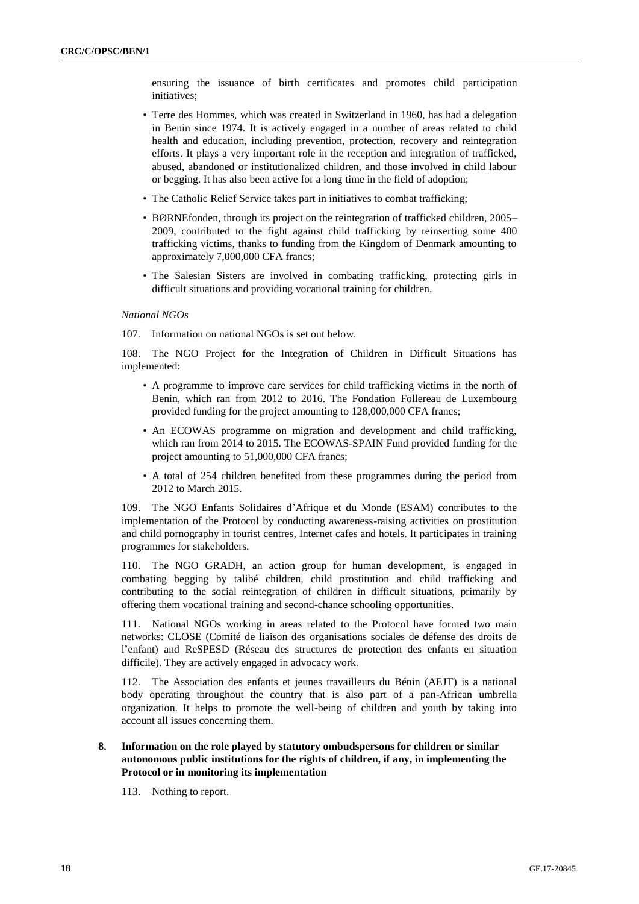ensuring the issuance of birth certificates and promotes child participation initiatives;

- Terre des Hommes, which was created in Switzerland in 1960, has had a delegation in Benin since 1974. It is actively engaged in a number of areas related to child health and education, including prevention, protection, recovery and reintegration efforts. It plays a very important role in the reception and integration of trafficked, abused, abandoned or institutionalized children, and those involved in child labour or begging. It has also been active for a long time in the field of adoption;
- The Catholic Relief Service takes part in initiatives to combat trafficking;
- BØRNEfonden, through its project on the reintegration of trafficked children, 2005–2009, contributed to the fight against child trafficking by reinserting some 400 trafficking victims, thanks to funding from the Kingdom of Denmark amounting to approximately 7,000,000 CFA francs;
- The Salesian Sisters are involved in combating trafficking, protecting girls in difficult situations and providing vocational training for children.

*National NGOs*

107. Information on national NGOs is set out below.

108. The NGO Project for the Integration of Children in Difficult Situations has implemented:

- A programme to improve care services for child trafficking victims in the north of Benin, which ran from 2012 to 2016. The Fondation Follereau de Luxembourg provided funding for the project amounting to 128,000,000 CFA francs;
- An ECOWAS programme on migration and development and child trafficking, which ran from 2014 to 2015. The ECOWAS-SPAIN Fund provided funding for the project amounting to 51,000,000 CFA francs;
- A total of 254 children benefited from these programmes during the period from 2012 to March 2015.

109. The NGO Enfants Solidaires d'Afrique et du Monde (ESAM) contributes to the implementation of the Protocol by conducting awareness-raising activities on prostitution and child pornography in tourist centres, Internet cafes and hotels. It participates in training programmes for stakeholders.

110. The NGO GRADH, an action group for human development, is engaged in combating begging by talibé children, child prostitution and child trafficking and contributing to the social reintegration of children in difficult situations, primarily by offering them vocational training and second-chance schooling opportunities.

111. National NGOs working in areas related to the Protocol have formed two main networks: CLOSE (Comité de liaison des organisations sociales de défense des droits de l'enfant) and ReSPESD (Réseau des structures de protection des enfants en situation difficile). They are actively engaged in advocacy work.

112. The Association des enfants et jeunes travailleurs du Bénin (AEJT) is a national body operating throughout the country that is also part of a pan-African umbrella organization. It helps to promote the well-being of children and youth by taking into account all issues concerning them.

### 8. Information on the role played by statutory ombudspersons for children or similar autonomous public institutions for the rights of children, if any, in implementing the Protocol or in monitoring its implementation

113. Nothing to report.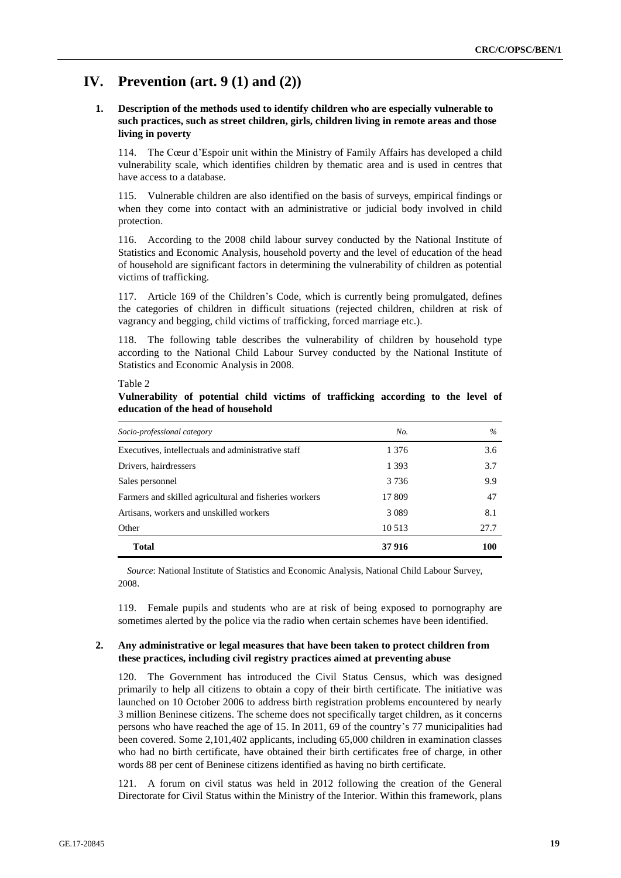# IV. Prevention (art. 9 (1) and (2))

### 1. Description of the methods used to identify children who are especially vulnerable to such practices, such as street children, girls, children living in remote areas and those living in poverty

114. The Cœur d'Espoir unit within the Ministry of Family Affairs has developed a child vulnerability scale, which identifies children by thematic area and is used in centres that have access to a database.

115. Vulnerable children are also identified on the basis of surveys, empirical findings or when they come into contact with an administrative or judicial body involved in child protection.

116. According to the 2008 child labour survey conducted by the National Institute of Statistics and Economic Analysis, household poverty and the level of education of the head of household are significant factors in determining the vulnerability of children as potential victims of trafficking.

117. Article 169 of the Children's Code, which is currently being promulgated, defines the categories of children in difficult situations (rejected children, children at risk of vagrancy and begging, child victims of trafficking, forced marriage etc.).

118. The following table describes the vulnerability of children by household type according to the National Child Labour Survey conducted by the National Institute of Statistics and Economic Analysis in 2008.

Table 2

**Vulnerability of potential child victims of trafficking according to the level of education of the head of household**

| *Socio-professional category* | *No.* | *%* |
|---|---|---|
| Executives, intellectuals and administrative staff | 1 376 | 3.6 |
| Drivers, hairdressers | 1 393 | 3.7 |
| Sales personnel | 3 736 | 9.9 |
| Farmers and skilled agricultural and fisheries workers | 17 809 | 47 |
| Artisans, workers and unskilled workers | 3 089 | 8.1 |
| Other | 10 513 | 27.7 |
| **Total** | **37 916** | **100** |

*Source*: National Institute of Statistics and Economic Analysis, National Child Labour Survey, 2008.

119. Female pupils and students who are at risk of being exposed to pornography are sometimes alerted by the police via the radio when certain schemes have been identified.

### 2. Any administrative or legal measures that have been taken to protect children from these practices, including civil registry practices aimed at preventing abuse

120. The Government has introduced the Civil Status Census, which was designed primarily to help all citizens to obtain a copy of their birth certificate. The initiative was launched on 10 October 2006 to address birth registration problems encountered by nearly 3 million Beninese citizens. The scheme does not specifically target children, as it concerns persons who have reached the age of 15. In 2011, 69 of the country's 77 municipalities had been covered. Some 2,101,402 applicants, including 65,000 children in examination classes who had no birth certificate, have obtained their birth certificates free of charge, in other words 88 per cent of Beninese citizens identified as having no birth certificate.

121. A forum on civil status was held in 2012 following the creation of the General Directorate for Civil Status within the Ministry of the Interior. Within this framework, plans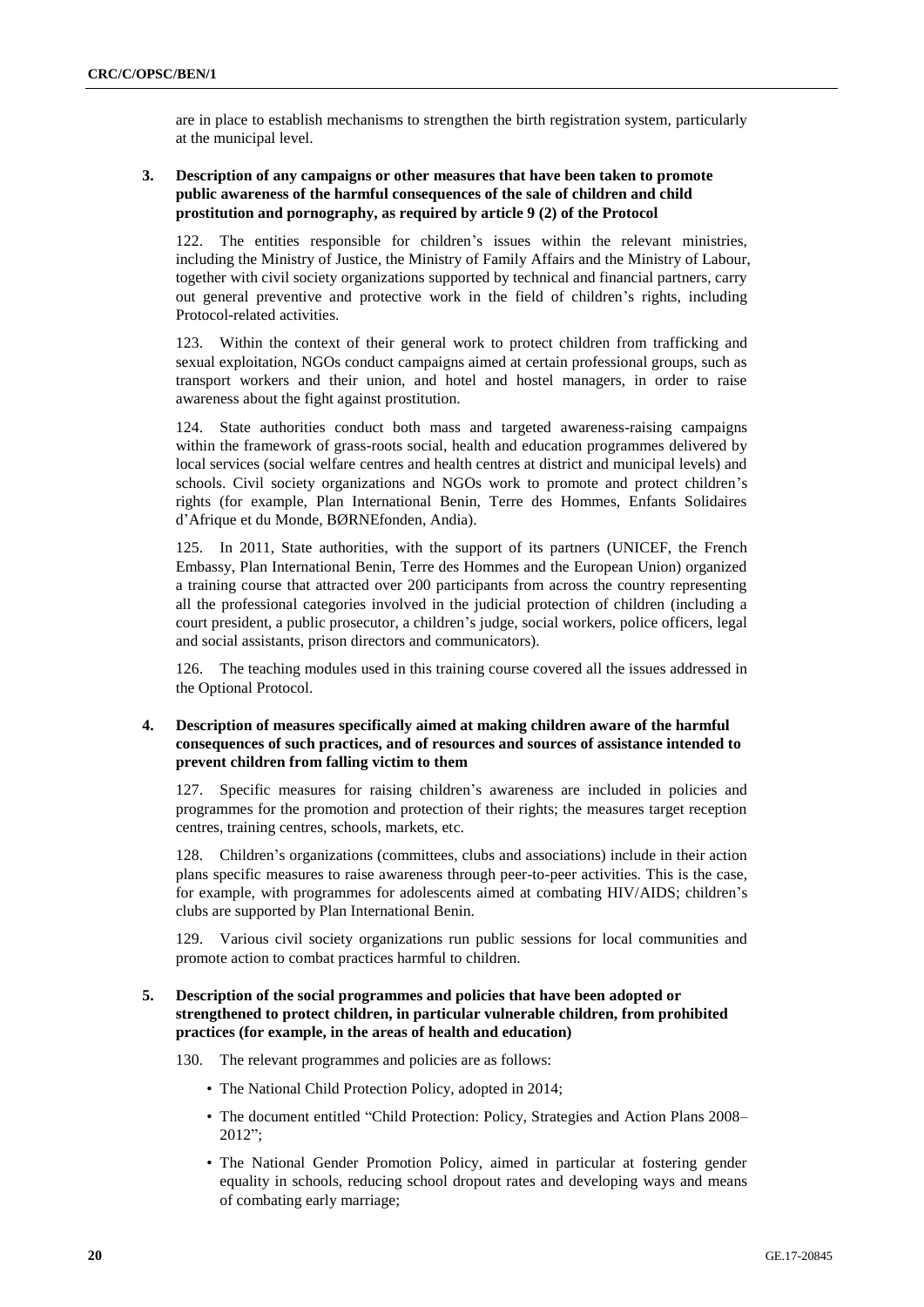are in place to establish mechanisms to strengthen the birth registration system, particularly at the municipal level.

### 3. Description of any campaigns or other measures that have been taken to promote public awareness of the harmful consequences of the sale of children and child prostitution and pornography, as required by article 9 (2) of the Protocol

122. The entities responsible for children's issues within the relevant ministries, including the Ministry of Justice, the Ministry of Family Affairs and the Ministry of Labour, together with civil society organizations supported by technical and financial partners, carry out general preventive and protective work in the field of children's rights, including Protocol-related activities.

123. Within the context of their general work to protect children from trafficking and sexual exploitation, NGOs conduct campaigns aimed at certain professional groups, such as transport workers and their union, and hotel and hostel managers, in order to raise awareness about the fight against prostitution.

124. State authorities conduct both mass and targeted awareness-raising campaigns within the framework of grass-roots social, health and education programmes delivered by local services (social welfare centres and health centres at district and municipal levels) and schools. Civil society organizations and NGOs work to promote and protect children's rights (for example, Plan International Benin, Terre des Hommes, Enfants Solidaires d'Afrique et du Monde, BØRNEfonden, Andia).

125. In 2011, State authorities, with the support of its partners (UNICEF, the French Embassy, Plan International Benin, Terre des Hommes and the European Union) organized a training course that attracted over 200 participants from across the country representing all the professional categories involved in the judicial protection of children (including a court president, a public prosecutor, a children's judge, social workers, police officers, legal and social assistants, prison directors and communicators).

126. The teaching modules used in this training course covered all the issues addressed in the Optional Protocol.

### 4. Description of measures specifically aimed at making children aware of the harmful consequences of such practices, and of resources and sources of assistance intended to prevent children from falling victim to them

127. Specific measures for raising children's awareness are included in policies and programmes for the promotion and protection of their rights; the measures target reception centres, training centres, schools, markets, etc.

128. Children's organizations (committees, clubs and associations) include in their action plans specific measures to raise awareness through peer-to-peer activities. This is the case, for example, with programmes for adolescents aimed at combating HIV/AIDS; children's clubs are supported by Plan International Benin.

129. Various civil society organizations run public sessions for local communities and promote action to combat practices harmful to children.

### 5. Description of the social programmes and policies that have been adopted or strengthened to protect children, in particular vulnerable children, from prohibited practices (for example, in the areas of health and education)

130. The relevant programmes and policies are as follows:

- The National Child Protection Policy, adopted in 2014;
- The document entitled "Child Protection: Policy, Strategies and Action Plans 2008–2012";
- The National Gender Promotion Policy, aimed in particular at fostering gender equality in schools, reducing school dropout rates and developing ways and means of combating early marriage;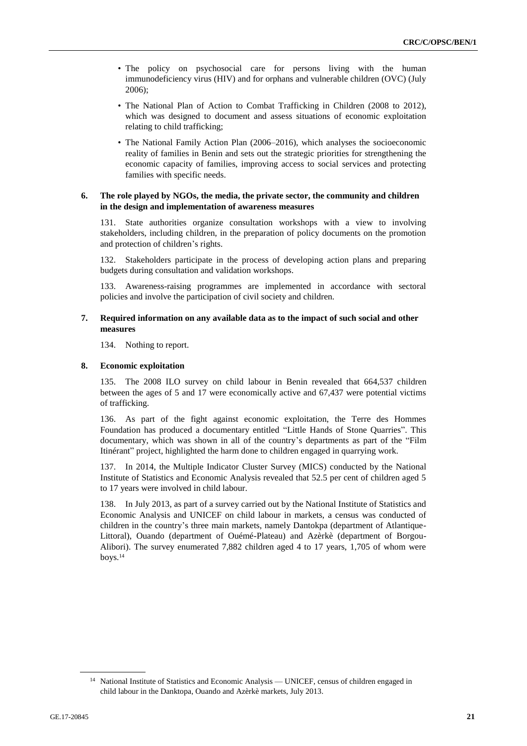- The policy on psychosocial care for persons living with the human immunodeficiency virus (HIV) and for orphans and vulnerable children (OVC) (July 2006);
- The National Plan of Action to Combat Trafficking in Children (2008 to 2012), which was designed to document and assess situations of economic exploitation relating to child trafficking;
- The National Family Action Plan (2006–2016), which analyses the socioeconomic reality of families in Benin and sets out the strategic priorities for strengthening the economic capacity of families, improving access to social services and protecting families with specific needs.

### 6. The role played by NGOs, the media, the private sector, the community and children in the design and implementation of awareness measures

131. State authorities organize consultation workshops with a view to involving stakeholders, including children, in the preparation of policy documents on the promotion and protection of children's rights.

132. Stakeholders participate in the process of developing action plans and preparing budgets during consultation and validation workshops.

133. Awareness-raising programmes are implemented in accordance with sectoral policies and involve the participation of civil society and children.

### 7. Required information on any available data as to the impact of such social and other measures

134. Nothing to report.

### 8. Economic exploitation

135. The 2008 ILO survey on child labour in Benin revealed that 664,537 children between the ages of 5 and 17 were economically active and 67,437 were potential victims of trafficking.

136. As part of the fight against economic exploitation, the Terre des Hommes Foundation has produced a documentary entitled "Little Hands of Stone Quarries". This documentary, which was shown in all of the country's departments as part of the "Film Itinérant" project, highlighted the harm done to children engaged in quarrying work.

137. In 2014, the Multiple Indicator Cluster Survey (MICS) conducted by the National Institute of Statistics and Economic Analysis revealed that 52.5 per cent of children aged 5 to 17 years were involved in child labour.

138. In July 2013, as part of a survey carried out by the National Institute of Statistics and Economic Analysis and UNICEF on child labour in markets, a census was conducted of children in the country's three main markets, namely Dantokpa (department of Atlantique-Littoral), Ouando (department of Ouémé-Plateau) and Azèrkè (department of Borgou-Alibori). The survey enumerated 7,882 children aged 4 to 17 years, 1,705 of whom were boys.[14]

[14] National Institute of Statistics and Economic Analysis — UNICEF, census of children engaged in child labour in the Danktopa, Ouando and Azèrkè markets, July 2013.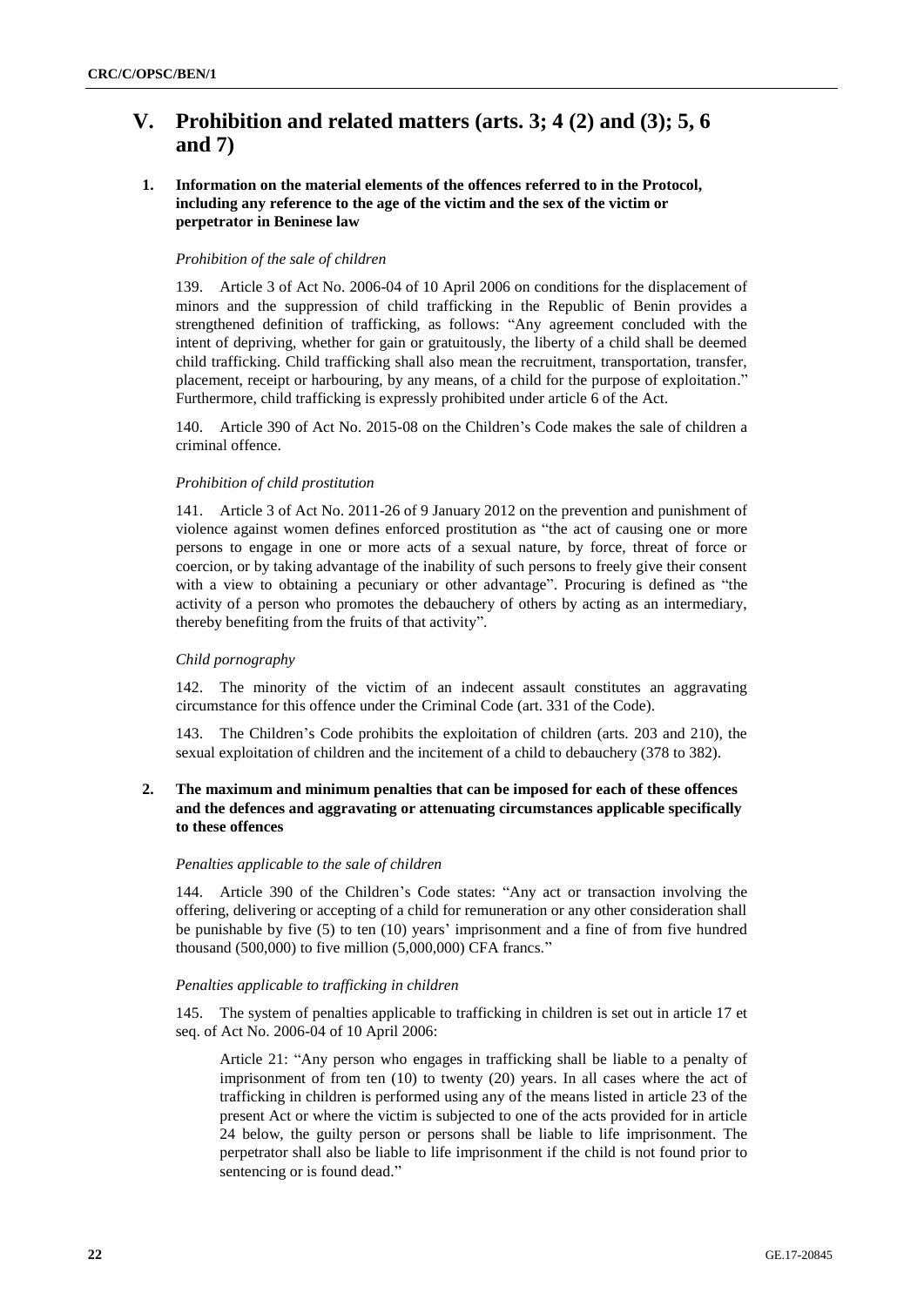# V. Prohibition and related matters (arts. 3; 4 (2) and (3); 5, 6 and 7)

## 1. Information on the material elements of the offences referred to in the Protocol, including any reference to the age of the victim and the sex of the victim or perpetrator in Beninese law

*Prohibition of the sale of children*

139. Article 3 of Act No. 2006-04 of 10 April 2006 on conditions for the displacement of minors and the suppression of child trafficking in the Republic of Benin provides a strengthened definition of trafficking, as follows: "Any agreement concluded with the intent of depriving, whether for gain or gratuitously, the liberty of a child shall be deemed child trafficking. Child trafficking shall also mean the recruitment, transportation, transfer, placement, receipt or harbouring, by any means, of a child for the purpose of exploitation." Furthermore, child trafficking is expressly prohibited under article 6 of the Act.

140. Article 390 of Act No. 2015-08 on the Children's Code makes the sale of children a criminal offence.

*Prohibition of child prostitution*

141. Article 3 of Act No. 2011-26 of 9 January 2012 on the prevention and punishment of violence against women defines enforced prostitution as "the act of causing one or more persons to engage in one or more acts of a sexual nature, by force, threat of force or coercion, or by taking advantage of the inability of such persons to freely give their consent with a view to obtaining a pecuniary or other advantage". Procuring is defined as "the activity of a person who promotes the debauchery of others by acting as an intermediary, thereby benefiting from the fruits of that activity".

*Child pornography*

142. The minority of the victim of an indecent assault constitutes an aggravating circumstance for this offence under the Criminal Code (art. 331 of the Code).

143. The Children's Code prohibits the exploitation of children (arts. 203 and 210), the sexual exploitation of children and the incitement of a child to debauchery (378 to 382).

## 2. The maximum and minimum penalties that can be imposed for each of these offences and the defences and aggravating or attenuating circumstances applicable specifically to these offences

*Penalties applicable to the sale of children*

144. Article 390 of the Children's Code states: "Any act or transaction involving the offering, delivering or accepting of a child for remuneration or any other consideration shall be punishable by five (5) to ten (10) years' imprisonment and a fine of from five hundred thousand (500,000) to five million (5,000,000) CFA francs."

*Penalties applicable to trafficking in children*

145. The system of penalties applicable to trafficking in children is set out in article 17 et seq. of Act No. 2006-04 of 10 April 2006:

> Article 21: "Any person who engages in trafficking shall be liable to a penalty of imprisonment of from ten (10) to twenty (20) years. In all cases where the act of trafficking in children is performed using any of the means listed in article 23 of the present Act or where the victim is subjected to one of the acts provided for in article 24 below, the guilty person or persons shall be liable to life imprisonment. The perpetrator shall also be liable to life imprisonment if the child is not found prior to sentencing or is found dead."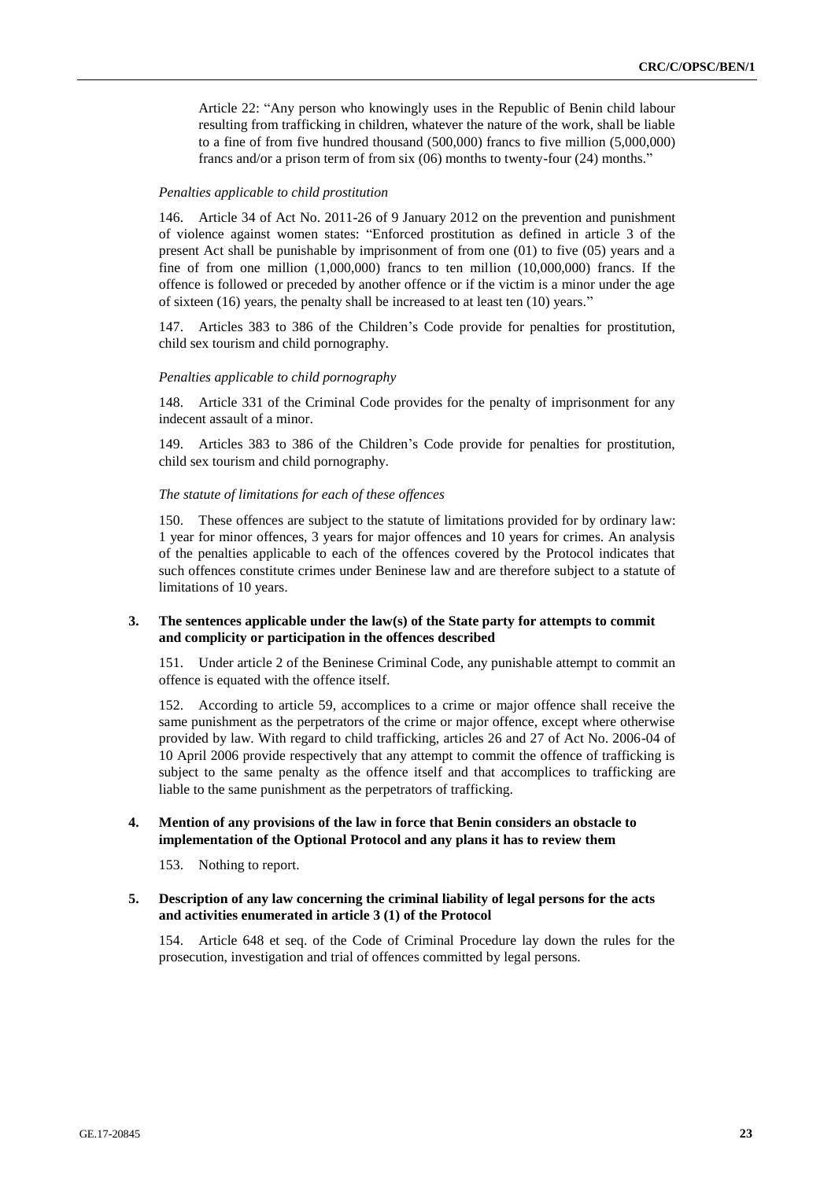Article 22: "Any person who knowingly uses in the Republic of Benin child labour resulting from trafficking in children, whatever the nature of the work, shall be liable to a fine of from five hundred thousand (500,000) francs to five million (5,000,000) francs and/or a prison term of from six (06) months to twenty-four (24) months."

*Penalties applicable to child prostitution*

146. Article 34 of Act No. 2011-26 of 9 January 2012 on the prevention and punishment of violence against women states: "Enforced prostitution as defined in article 3 of the present Act shall be punishable by imprisonment of from one (01) to five (05) years and a fine of from one million (1,000,000) francs to ten million (10,000,000) francs. If the offence is followed or preceded by another offence or if the victim is a minor under the age of sixteen (16) years, the penalty shall be increased to at least ten (10) years."

147. Articles 383 to 386 of the Children's Code provide for penalties for prostitution, child sex tourism and child pornography.

*Penalties applicable to child pornography*

148. Article 331 of the Criminal Code provides for the penalty of imprisonment for any indecent assault of a minor.

149. Articles 383 to 386 of the Children's Code provide for penalties for prostitution, child sex tourism and child pornography.

*The statute of limitations for each of these offences*

150. These offences are subject to the statute of limitations provided for by ordinary law: 1 year for minor offences, 3 years for major offences and 10 years for crimes. An analysis of the penalties applicable to each of the offences covered by the Protocol indicates that such offences constitute crimes under Beninese law and are therefore subject to a statute of limitations of 10 years.

### 3. The sentences applicable under the law(s) of the State party for attempts to commit and complicity or participation in the offences described

151. Under article 2 of the Beninese Criminal Code, any punishable attempt to commit an offence is equated with the offence itself.

152. According to article 59, accomplices to a crime or major offence shall receive the same punishment as the perpetrators of the crime or major offence, except where otherwise provided by law. With regard to child trafficking, articles 26 and 27 of Act No. 2006-04 of 10 April 2006 provide respectively that any attempt to commit the offence of trafficking is subject to the same penalty as the offence itself and that accomplices to trafficking are liable to the same punishment as the perpetrators of trafficking.

### 4. Mention of any provisions of the law in force that Benin considers an obstacle to implementation of the Optional Protocol and any plans it has to review them

153. Nothing to report.

### 5. Description of any law concerning the criminal liability of legal persons for the acts and activities enumerated in article 3 (1) of the Protocol

154. Article 648 et seq. of the Code of Criminal Procedure lay down the rules for the prosecution, investigation and trial of offences committed by legal persons.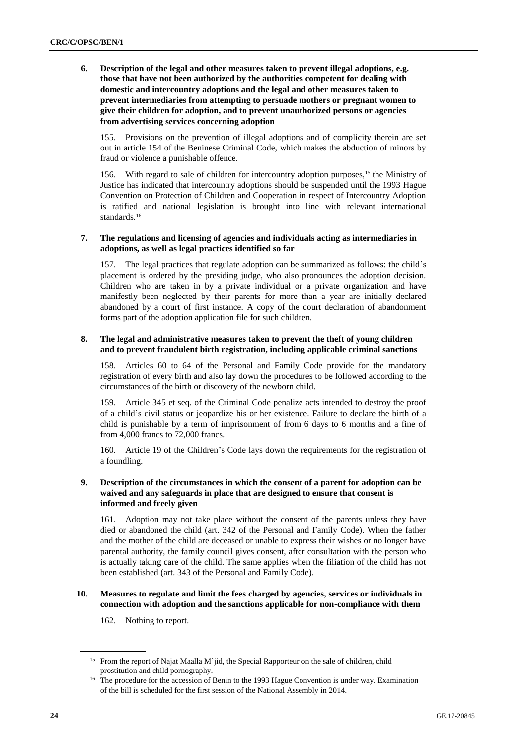**6. Description of the legal and other measures taken to prevent illegal adoptions, e.g. those that have not been authorized by the authorities competent for dealing with domestic and intercountry adoptions and the legal and other measures taken to prevent intermediaries from attempting to persuade mothers or pregnant women to give their children for adoption, and to prevent unauthorized persons or agencies from advertising services concerning adoption**

155. Provisions on the prevention of illegal adoptions and of complicity therein are set out in article 154 of the Beninese Criminal Code, which makes the abduction of minors by fraud or violence a punishable offence.

156. With regard to sale of children for intercountry adoption purposes,[15] the Ministry of Justice has indicated that intercountry adoptions should be suspended until the 1993 Hague Convention on Protection of Children and Cooperation in respect of Intercountry Adoption is ratified and national legislation is brought into line with relevant international standards.[16]

**7. The regulations and licensing of agencies and individuals acting as intermediaries in adoptions, as well as legal practices identified so far**

157. The legal practices that regulate adoption can be summarized as follows: the child's placement is ordered by the presiding judge, who also pronounces the adoption decision. Children who are taken in by a private individual or a private organization and have manifestly been neglected by their parents for more than a year are initially declared abandoned by a court of first instance. A copy of the court declaration of abandonment forms part of the adoption application file for such children.

**8. The legal and administrative measures taken to prevent the theft of young children and to prevent fraudulent birth registration, including applicable criminal sanctions**

158. Articles 60 to 64 of the Personal and Family Code provide for the mandatory registration of every birth and also lay down the procedures to be followed according to the circumstances of the birth or discovery of the newborn child.

159. Article 345 et seq. of the Criminal Code penalize acts intended to destroy the proof of a child's civil status or jeopardize his or her existence. Failure to declare the birth of a child is punishable by a term of imprisonment of from 6 days to 6 months and a fine of from 4,000 francs to 72,000 francs.

160. Article 19 of the Children's Code lays down the requirements for the registration of a foundling.

**9. Description of the circumstances in which the consent of a parent for adoption can be waived and any safeguards in place that are designed to ensure that consent is informed and freely given**

161. Adoption may not take place without the consent of the parents unless they have died or abandoned the child (art. 342 of the Personal and Family Code). When the father and the mother of the child are deceased or unable to express their wishes or no longer have parental authority, the family council gives consent, after consultation with the person who is actually taking care of the child. The same applies when the filiation of the child has not been established (art. 343 of the Personal and Family Code).

**10. Measures to regulate and limit the fees charged by agencies, services or individuals in connection with adoption and the sanctions applicable for non-compliance with them**

162. Nothing to report.

---

[15] From the report of Najat Maalla M'jid, the Special Rapporteur on the sale of children, child prostitution and child pornography.

[16] The procedure for the accession of Benin to the 1993 Hague Convention is under way. Examination of the bill is scheduled for the first session of the National Assembly in 2014.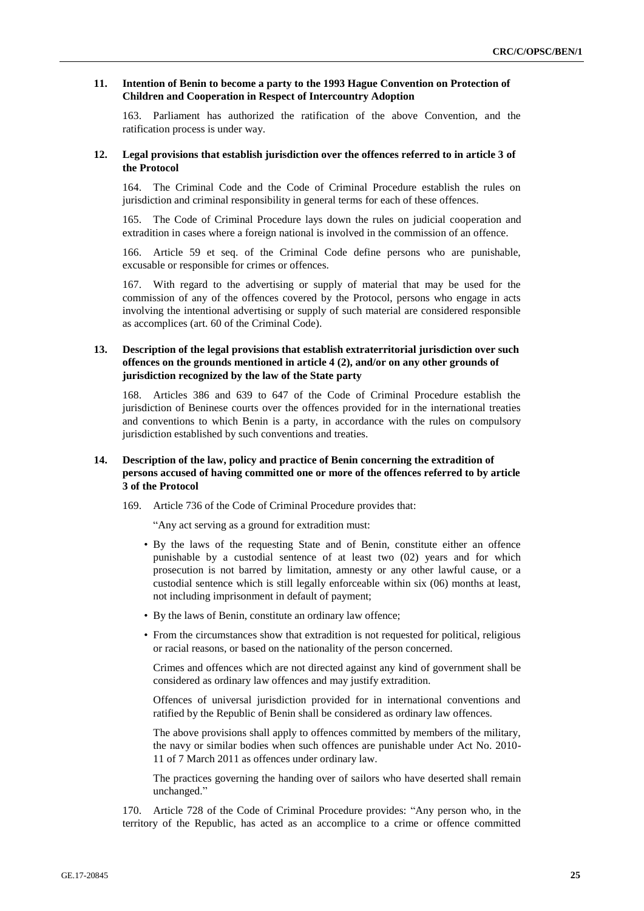### 11. Intention of Benin to become a party to the 1993 Hague Convention on Protection of Children and Cooperation in Respect of Intercountry Adoption

163. Parliament has authorized the ratification of the above Convention, and the ratification process is under way.

### 12. Legal provisions that establish jurisdiction over the offences referred to in article 3 of the Protocol

164. The Criminal Code and the Code of Criminal Procedure establish the rules on jurisdiction and criminal responsibility in general terms for each of these offences.

165. The Code of Criminal Procedure lays down the rules on judicial cooperation and extradition in cases where a foreign national is involved in the commission of an offence.

166. Article 59 et seq. of the Criminal Code define persons who are punishable, excusable or responsible for crimes or offences.

167. With regard to the advertising or supply of material that may be used for the commission of any of the offences covered by the Protocol, persons who engage in acts involving the intentional advertising or supply of such material are considered responsible as accomplices (art. 60 of the Criminal Code).

### 13. Description of the legal provisions that establish extraterritorial jurisdiction over such offences on the grounds mentioned in article 4 (2), and/or on any other grounds of jurisdiction recognized by the law of the State party

168. Articles 386 and 639 to 647 of the Code of Criminal Procedure establish the jurisdiction of Beninese courts over the offences provided for in the international treaties and conventions to which Benin is a party, in accordance with the rules on compulsory jurisdiction established by such conventions and treaties.

### 14. Description of the law, policy and practice of Benin concerning the extradition of persons accused of having committed one or more of the offences referred to by article 3 of the Protocol

169. Article 736 of the Code of Criminal Procedure provides that:

"Any act serving as a ground for extradition must:

- By the laws of the requesting State and of Benin, constitute either an offence punishable by a custodial sentence of at least two (02) years and for which prosecution is not barred by limitation, amnesty or any other lawful cause, or a custodial sentence which is still legally enforceable within six (06) months at least, not including imprisonment in default of payment;
- By the laws of Benin, constitute an ordinary law offence;
- From the circumstances show that extradition is not requested for political, religious or racial reasons, or based on the nationality of the person concerned.

Crimes and offences which are not directed against any kind of government shall be considered as ordinary law offences and may justify extradition.

Offences of universal jurisdiction provided for in international conventions and ratified by the Republic of Benin shall be considered as ordinary law offences.

The above provisions shall apply to offences committed by members of the military, the navy or similar bodies when such offences are punishable under Act No. 2010-11 of 7 March 2011 as offences under ordinary law.

The practices governing the handing over of sailors who have deserted shall remain unchanged."

170. Article 728 of the Code of Criminal Procedure provides: "Any person who, in the territory of the Republic, has acted as an accomplice to a crime or offence committed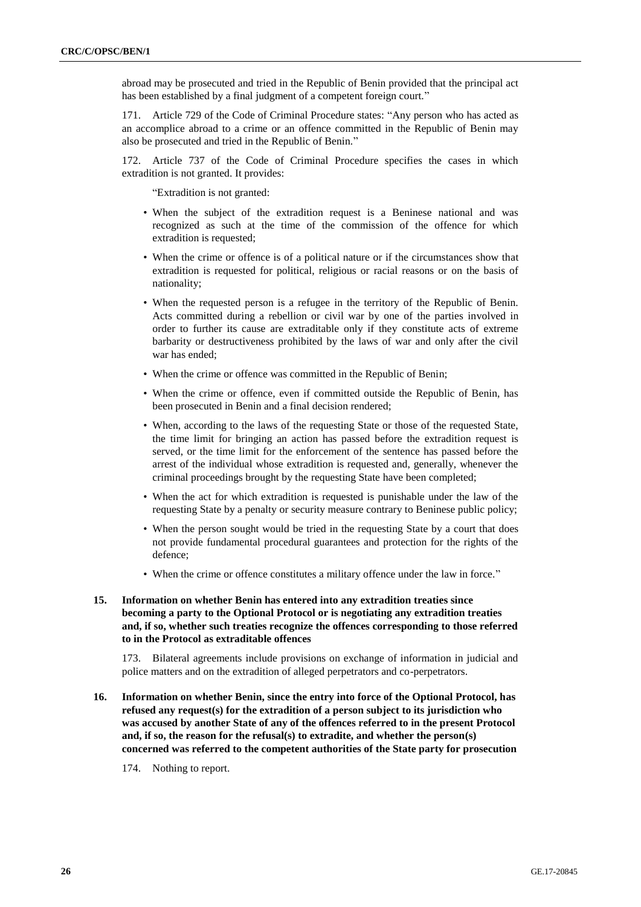abroad may be prosecuted and tried in the Republic of Benin provided that the principal act has been established by a final judgment of a competent foreign court."

171. Article 729 of the Code of Criminal Procedure states: "Any person who has acted as an accomplice abroad to a crime or an offence committed in the Republic of Benin may also be prosecuted and tried in the Republic of Benin."

172. Article 737 of the Code of Criminal Procedure specifies the cases in which extradition is not granted. It provides:

"Extradition is not granted:

- When the subject of the extradition request is a Beninese national and was recognized as such at the time of the commission of the offence for which extradition is requested;
- When the crime or offence is of a political nature or if the circumstances show that extradition is requested for political, religious or racial reasons or on the basis of nationality;
- When the requested person is a refugee in the territory of the Republic of Benin. Acts committed during a rebellion or civil war by one of the parties involved in order to further its cause are extraditable only if they constitute acts of extreme barbarity or destructiveness prohibited by the laws of war and only after the civil war has ended;
- When the crime or offence was committed in the Republic of Benin;
- When the crime or offence, even if committed outside the Republic of Benin, has been prosecuted in Benin and a final decision rendered;
- When, according to the laws of the requesting State or those of the requested State, the time limit for bringing an action has passed before the extradition request is served, or the time limit for the enforcement of the sentence has passed before the arrest of the individual whose extradition is requested and, generally, whenever the criminal proceedings brought by the requesting State have been completed;
- When the act for which extradition is requested is punishable under the law of the requesting State by a penalty or security measure contrary to Beninese public policy;
- When the person sought would be tried in the requesting State by a court that does not provide fundamental procedural guarantees and protection for the rights of the defence;
- When the crime or offence constitutes a military offence under the law in force."

### 15. Information on whether Benin has entered into any extradition treaties since becoming a party to the Optional Protocol or is negotiating any extradition treaties and, if so, whether such treaties recognize the offences corresponding to those referred to in the Protocol as extraditable offences

173. Bilateral agreements include provisions on exchange of information in judicial and police matters and on the extradition of alleged perpetrators and co-perpetrators.

### 16. Information on whether Benin, since the entry into force of the Optional Protocol, has refused any request(s) for the extradition of a person subject to its jurisdiction who was accused by another State of any of the offences referred to in the present Protocol and, if so, the reason for the refusal(s) to extradite, and whether the person(s) concerned was referred to the competent authorities of the State party for prosecution

174. Nothing to report.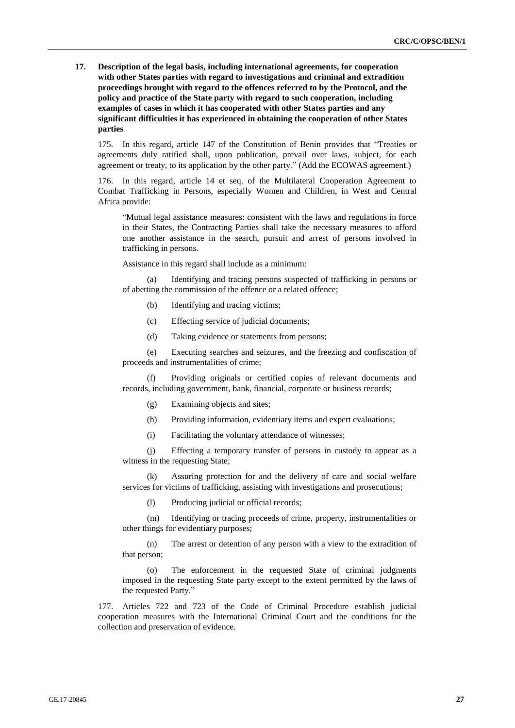**17. Description of the legal basis, including international agreements, for cooperation with other States parties with regard to investigations and criminal and extradition proceedings brought with regard to the offences referred to by the Protocol, and the policy and practice of the State party with regard to such cooperation, including examples of cases in which it has cooperated with other States parties and any significant difficulties it has experienced in obtaining the cooperation of other States parties**

175. In this regard, article 147 of the Constitution of Benin provides that "Treaties or agreements duly ratified shall, upon publication, prevail over laws, subject, for each agreement or treaty, to its application by the other party." (Add the ECOWAS agreement.)

176. In this regard, article 14 et seq. of the Multilateral Cooperation Agreement to Combat Trafficking in Persons, especially Women and Children, in West and Central Africa provide:

> "Mutual legal assistance measures: consistent with the laws and regulations in force in their States, the Contracting Parties shall take the necessary measures to afford one another assistance in the search, pursuit and arrest of persons involved in trafficking in persons.
>
> Assistance in this regard shall include as a minimum:
>
> (a) Identifying and tracing persons suspected of trafficking in persons or of abetting the commission of the offence or a related offence;
>
> (b) Identifying and tracing victims;
>
> (c) Effecting service of judicial documents;
>
> (d) Taking evidence or statements from persons;
>
> (e) Executing searches and seizures, and the freezing and confiscation of proceeds and instrumentalities of crime;
>
> (f) Providing originals or certified copies of relevant documents and records, including government, bank, financial, corporate or business records;
>
> (g) Examining objects and sites;
>
> (h) Providing information, evidentiary items and expert evaluations;
>
> (i) Facilitating the voluntary attendance of witnesses;
>
> (j) Effecting a temporary transfer of persons in custody to appear as a witness in the requesting State;
>
> (k) Assuring protection for and the delivery of care and social welfare services for victims of trafficking, assisting with investigations and prosecutions;
>
> (l) Producing judicial or official records;
>
> (m) Identifying or tracing proceeds of crime, property, instrumentalities or other things for evidentiary purposes;
>
> (n) The arrest or detention of any person with a view to the extradition of that person;
>
> (o) The enforcement in the requested State of criminal judgments imposed in the requesting State party except to the extent permitted by the laws of the requested Party."

177. Articles 722 and 723 of the Code of Criminal Procedure establish judicial cooperation measures with the International Criminal Court and the conditions for the collection and preservation of evidence.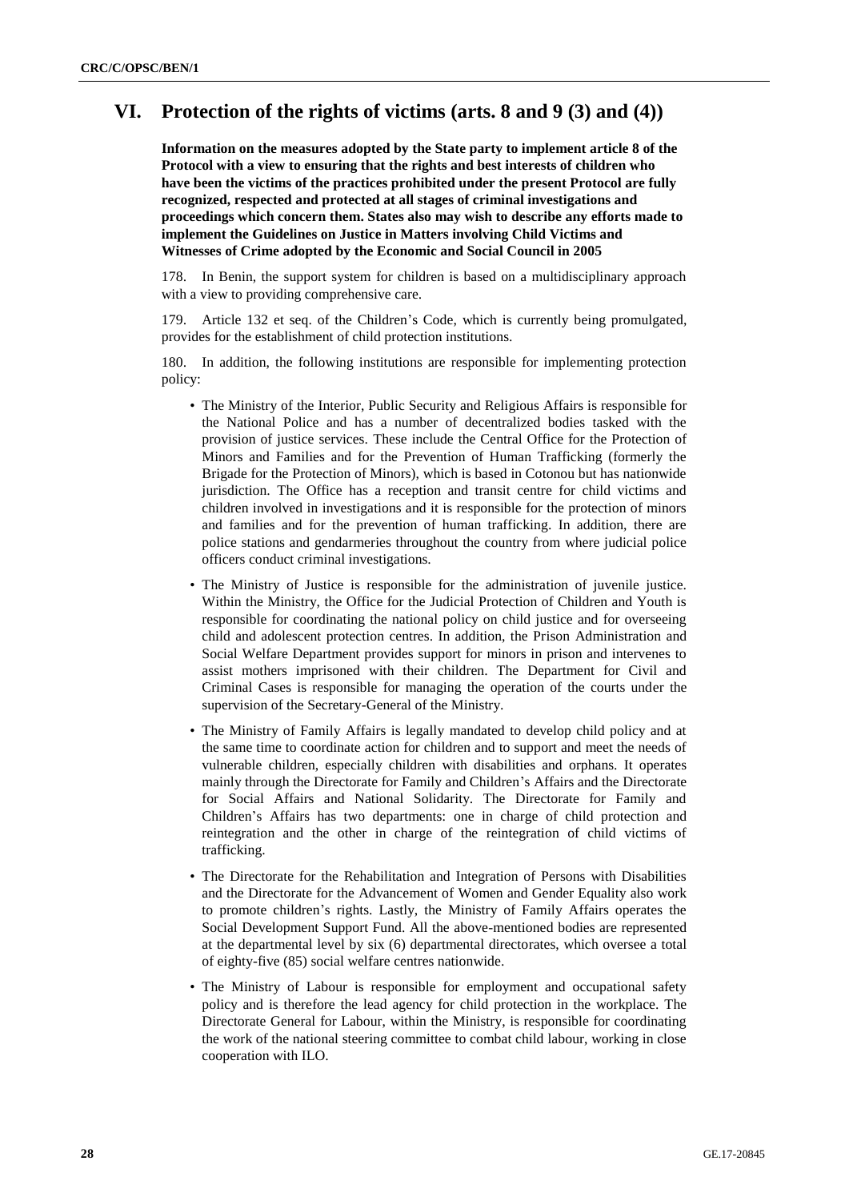# VI. Protection of the rights of victims (arts. 8 and 9 (3) and (4))

**Information on the measures adopted by the State party to implement article 8 of the Protocol with a view to ensuring that the rights and best interests of children who have been the victims of the practices prohibited under the present Protocol are fully recognized, respected and protected at all stages of criminal investigations and proceedings which concern them. States also may wish to describe any efforts made to implement the Guidelines on Justice in Matters involving Child Victims and Witnesses of Crime adopted by the Economic and Social Council in 2005**

178. In Benin, the support system for children is based on a multidisciplinary approach with a view to providing comprehensive care.

179. Article 132 et seq. of the Children's Code, which is currently being promulgated, provides for the establishment of child protection institutions.

180. In addition, the following institutions are responsible for implementing protection policy:

- The Ministry of the Interior, Public Security and Religious Affairs is responsible for the National Police and has a number of decentralized bodies tasked with the provision of justice services. These include the Central Office for the Protection of Minors and Families and for the Prevention of Human Trafficking (formerly the Brigade for the Protection of Minors), which is based in Cotonou but has nationwide jurisdiction. The Office has a reception and transit centre for child victims and children involved in investigations and it is responsible for the protection of minors and families and for the prevention of human trafficking. In addition, there are police stations and gendarmeries throughout the country from where judicial police officers conduct criminal investigations.
- The Ministry of Justice is responsible for the administration of juvenile justice. Within the Ministry, the Office for the Judicial Protection of Children and Youth is responsible for coordinating the national policy on child justice and for overseeing child and adolescent protection centres. In addition, the Prison Administration and Social Welfare Department provides support for minors in prison and intervenes to assist mothers imprisoned with their children. The Department for Civil and Criminal Cases is responsible for managing the operation of the courts under the supervision of the Secretary-General of the Ministry.
- The Ministry of Family Affairs is legally mandated to develop child policy and at the same time to coordinate action for children and to support and meet the needs of vulnerable children, especially children with disabilities and orphans. It operates mainly through the Directorate for Family and Children's Affairs and the Directorate for Social Affairs and National Solidarity. The Directorate for Family and Children's Affairs has two departments: one in charge of child protection and reintegration and the other in charge of the reintegration of child victims of trafficking.
- The Directorate for the Rehabilitation and Integration of Persons with Disabilities and the Directorate for the Advancement of Women and Gender Equality also work to promote children's rights. Lastly, the Ministry of Family Affairs operates the Social Development Support Fund. All the above-mentioned bodies are represented at the departmental level by six (6) departmental directorates, which oversee a total of eighty-five (85) social welfare centres nationwide.
- The Ministry of Labour is responsible for employment and occupational safety policy and is therefore the lead agency for child protection in the workplace. The Directorate General for Labour, within the Ministry, is responsible for coordinating the work of the national steering committee to combat child labour, working in close cooperation with ILO.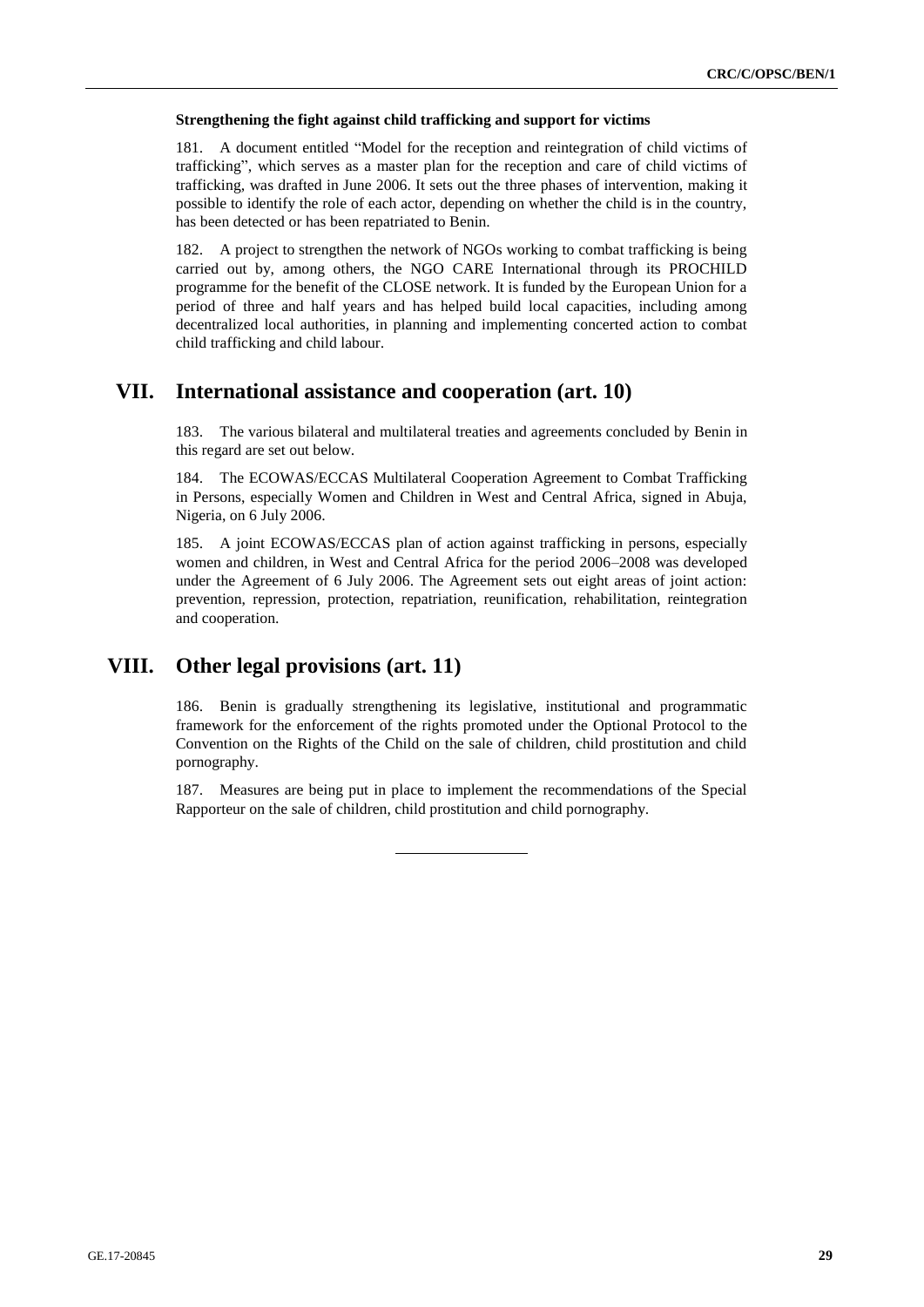**Strengthening the fight against child trafficking and support for victims**

181. A document entitled "Model for the reception and reintegration of child victims of trafficking", which serves as a master plan for the reception and care of child victims of trafficking, was drafted in June 2006. It sets out the three phases of intervention, making it possible to identify the role of each actor, depending on whether the child is in the country, has been detected or has been repatriated to Benin.

182. A project to strengthen the network of NGOs working to combat trafficking is being carried out by, among others, the NGO CARE International through its PROCHILD programme for the benefit of the CLOSE network. It is funded by the European Union for a period of three and half years and has helped build local capacities, including among decentralized local authorities, in planning and implementing concerted action to combat child trafficking and child labour.

## VII. International assistance and cooperation (art. 10)

183. The various bilateral and multilateral treaties and agreements concluded by Benin in this regard are set out below.

184. The ECOWAS/ECCAS Multilateral Cooperation Agreement to Combat Trafficking in Persons, especially Women and Children in West and Central Africa, signed in Abuja, Nigeria, on 6 July 2006.

185. A joint ECOWAS/ECCAS plan of action against trafficking in persons, especially women and children, in West and Central Africa for the period 2006–2008 was developed under the Agreement of 6 July 2006. The Agreement sets out eight areas of joint action: prevention, repression, protection, repatriation, reunification, rehabilitation, reintegration and cooperation.

## VIII. Other legal provisions (art. 11)

186. Benin is gradually strengthening its legislative, institutional and programmatic framework for the enforcement of the rights promoted under the Optional Protocol to the Convention on the Rights of the Child on the sale of children, child prostitution and child pornography.

187. Measures are being put in place to implement the recommendations of the Special Rapporteur on the sale of children, child prostitution and child pornography.